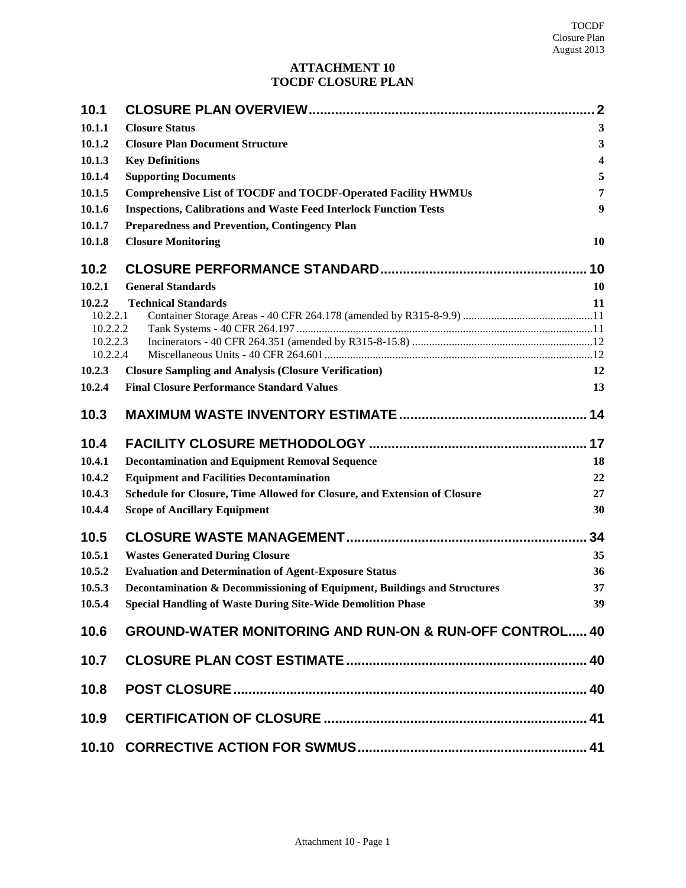# ATTACHMENT 10
# TOCDF CLOSURE PLAN

| | | |
|---|---|---|
| **10.1** | **CLOSURE PLAN OVERVIEW** | **2** |
| **10.1.1** | **Closure Status** | **3** |
| **10.1.2** | **Closure Plan Document Structure** | **3** |
| **10.1.3** | **Key Definitions** | **4** |
| **10.1.4** | **Supporting Documents** | **5** |
| **10.1.5** | **Comprehensive List of TOCDF and TOCDF-Operated Facility HWMUs** | **7** |
| **10.1.6** | **Inspections, Calibrations and Waste Feed Interlock Function Tests** | **9** |
| **10.1.7** | **Preparedness and Prevention, Contingency Plan** | |
| **10.1.8** | **Closure Monitoring** | **10** |
| **10.2** | **CLOSURE PERFORMANCE STANDARD** | **10** |
| **10.2.1** | **General Standards** | **10** |
| **10.2.2** | **Technical Standards** | **11** |
| 10.2.2.1 | Container Storage Areas - 40 CFR 264.178 (amended by R315-8-9.9) | 11 |
| 10.2.2.2 | Tank Systems - 40 CFR 264.197 | 11 |
| 10.2.2.3 | Incinerators - 40 CFR 264.351 (amended by R315-8-15.8) | 12 |
| 10.2.2.4 | Miscellaneous Units - 40 CFR 264.601 | 12 |
| **10.2.3** | **Closure Sampling and Analysis (Closure Verification)** | **12** |
| **10.2.4** | **Final Closure Performance Standard Values** | **13** |
| **10.3** | **MAXIMUM WASTE INVENTORY ESTIMATE** | **14** |
| **10.4** | **FACILITY CLOSURE METHODOLOGY** | **17** |
| **10.4.1** | **Decontamination and Equipment Removal Sequence** | **18** |
| **10.4.2** | **Equipment and Facilities Decontamination** | **22** |
| **10.4.3** | **Schedule for Closure, Time Allowed for Closure, and Extension of Closure** | **27** |
| **10.4.4** | **Scope of Ancillary Equipment** | **30** |
| **10.5** | **CLOSURE WASTE MANAGEMENT** | **34** |
| **10.5.1** | **Wastes Generated During Closure** | **35** |
| **10.5.2** | **Evaluation and Determination of Agent-Exposure Status** | **36** |
| **10.5.3** | **Decontamination & Decommissioning of Equipment, Buildings and Structures** | **37** |
| **10.5.4** | **Special Handling of Waste During Site-Wide Demolition Phase** | **39** |
| **10.6** | **GROUND-WATER MONITORING AND RUN-ON & RUN-OFF CONTROL** | **40** |
| **10.7** | **CLOSURE PLAN COST ESTIMATE** | **40** |
| **10.8** | **POST CLOSURE** | **40** |
| **10.9** | **CERTIFICATION OF CLOSURE** | **41** |
| **10.10** | **CORRECTIVE ACTION FOR SWMUS** | **41** |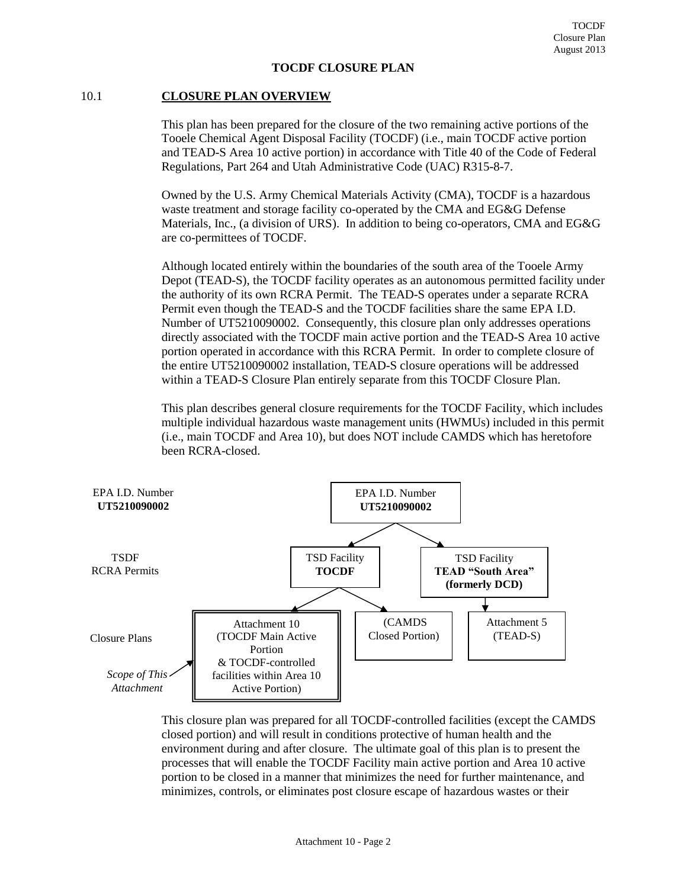# TOCDF CLOSURE PLAN

## 10.1 CLOSURE PLAN OVERVIEW

This plan has been prepared for the closure of the two remaining active portions of the Tooele Chemical Agent Disposal Facility (TOCDF) (i.e., main TOCDF active portion and TEAD-S Area 10 active portion) in accordance with Title 40 of the Code of Federal Regulations, Part 264 and Utah Administrative Code (UAC) R315-8-7.

Owned by the U.S. Army Chemical Materials Activity (CMA), TOCDF is a hazardous waste treatment and storage facility co-operated by the CMA and EG&G Defense Materials, Inc., (a division of URS). In addition to being co-operators, CMA and EG&G are co-permittees of TOCDF.

Although located entirely within the boundaries of the south area of the Tooele Army Depot (TEAD-S), the TOCDF facility operates as an autonomous permitted facility under the authority of its own RCRA Permit. The TEAD-S operates under a separate RCRA Permit even though the TEAD-S and the TOCDF facilities share the same EPA I.D. Number of UT5210090002. Consequently, this closure plan only addresses operations directly associated with the TOCDF main active portion and the TEAD-S Area 10 active portion operated in accordance with this RCRA Permit. In order to complete closure of the entire UT5210090002 installation, TEAD-S closure operations will be addressed within a TEAD-S Closure Plan entirely separate from this TOCDF Closure Plan.

This plan describes general closure requirements for the TOCDF Facility, which includes multiple individual hazardous waste management units (HWMUs) included in this permit (i.e., main TOCDF and Area 10), but does NOT include CAMDS which has heretofore been RCRA-closed.

| Level | | | |
|---|---|---|---|
| EPA I.D. Number **UT5210090002** | EPA I.D. Number **UT5210090002** | | |
| TSDF RCRA Permits | TSD Facility **TOCDF** | | TSD Facility **TEAD "South Area" (formerly DCD)** |
| Closure Plans (*Scope of This Attachment* → Attachment 10) | Attachment 10 (TOCDF Main Active Portion & TOCDF-controlled facilities within Area 10 Active Portion) | (CAMDS Closed Portion) | Attachment 5 (TEAD-S) |

This closure plan was prepared for all TOCDF-controlled facilities (except the CAMDS closed portion) and will result in conditions protective of human health and the environment during and after closure. The ultimate goal of this plan is to present the processes that will enable the TOCDF Facility main active portion and Area 10 active portion to be closed in a manner that minimizes the need for further maintenance, and minimizes, controls, or eliminates post closure escape of hazardous wastes or their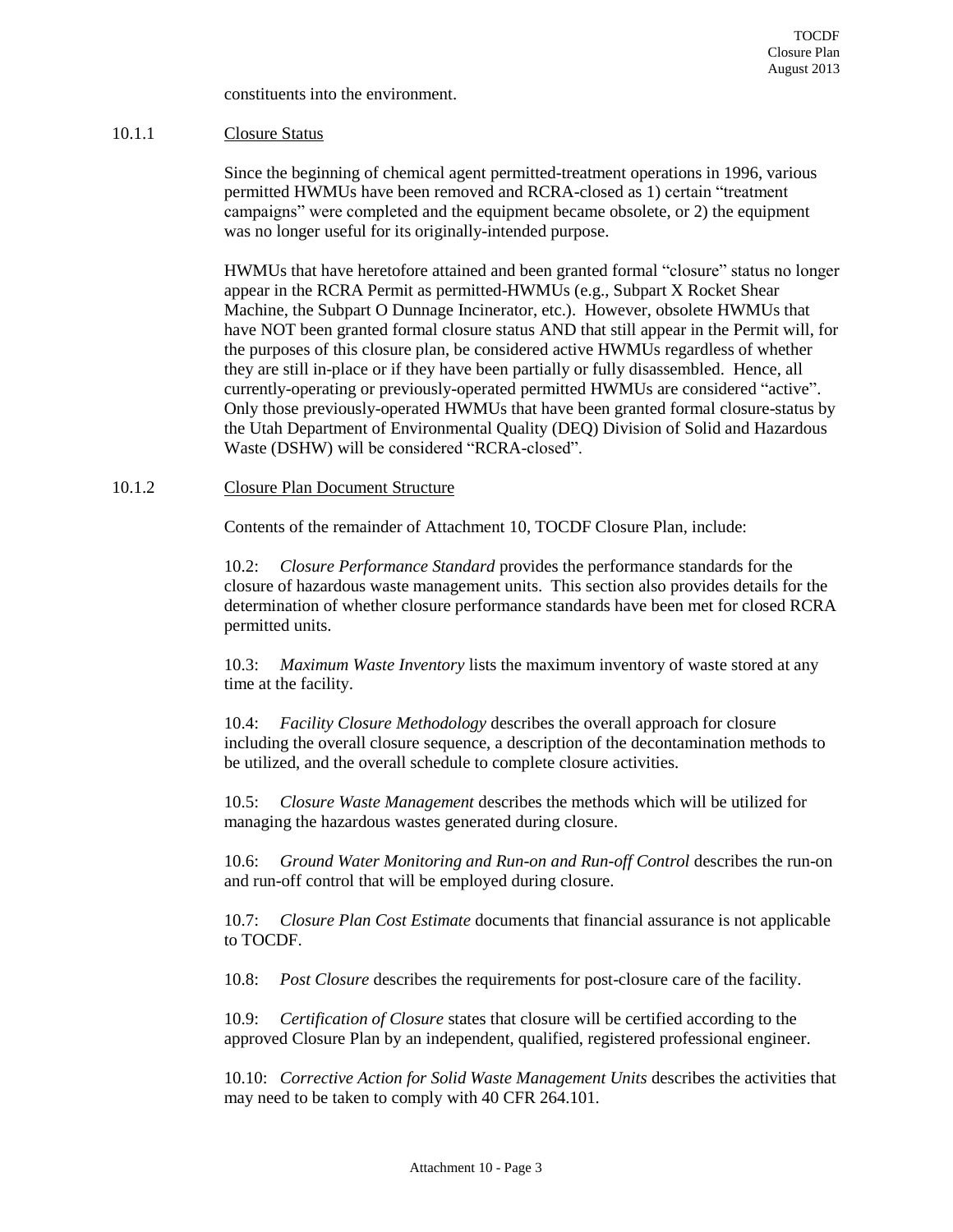constituents into the environment.

### 10.1.1 Closure Status

Since the beginning of chemical agent permitted-treatment operations in 1996, various permitted HWMUs have been removed and RCRA-closed as 1) certain "treatment campaigns" were completed and the equipment became obsolete, or 2) the equipment was no longer useful for its originally-intended purpose.

HWMUs that have heretofore attained and been granted formal "closure" status no longer appear in the RCRA Permit as permitted-HWMUs (e.g., Subpart X Rocket Shear Machine, the Subpart O Dunnage Incinerator, etc.). However, obsolete HWMUs that have NOT been granted formal closure status AND that still appear in the Permit will, for the purposes of this closure plan, be considered active HWMUs regardless of whether they are still in-place or if they have been partially or fully disassembled. Hence, all currently-operating or previously-operated permitted HWMUs are considered "active". Only those previously-operated HWMUs that have been granted formal closure-status by the Utah Department of Environmental Quality (DEQ) Division of Solid and Hazardous Waste (DSHW) will be considered "RCRA-closed".

### 10.1.2 Closure Plan Document Structure

Contents of the remainder of Attachment 10, TOCDF Closure Plan, include:

10.2: *Closure Performance Standard* provides the performance standards for the closure of hazardous waste management units. This section also provides details for the determination of whether closure performance standards have been met for closed RCRA permitted units.

10.3: *Maximum Waste Inventory* lists the maximum inventory of waste stored at any time at the facility.

10.4: *Facility Closure Methodology* describes the overall approach for closure including the overall closure sequence, a description of the decontamination methods to be utilized, and the overall schedule to complete closure activities.

10.5: *Closure Waste Management* describes the methods which will be utilized for managing the hazardous wastes generated during closure.

10.6: *Ground Water Monitoring and Run-on and Run-off Control* describes the run-on and run-off control that will be employed during closure.

10.7: *Closure Plan Cost Estimate* documents that financial assurance is not applicable to TOCDF.

10.8: *Post Closure* describes the requirements for post-closure care of the facility.

10.9: *Certification of Closure* states that closure will be certified according to the approved Closure Plan by an independent, qualified, registered professional engineer.

10.10: *Corrective Action for Solid Waste Management Units* describes the activities that may need to be taken to comply with 40 CFR 264.101.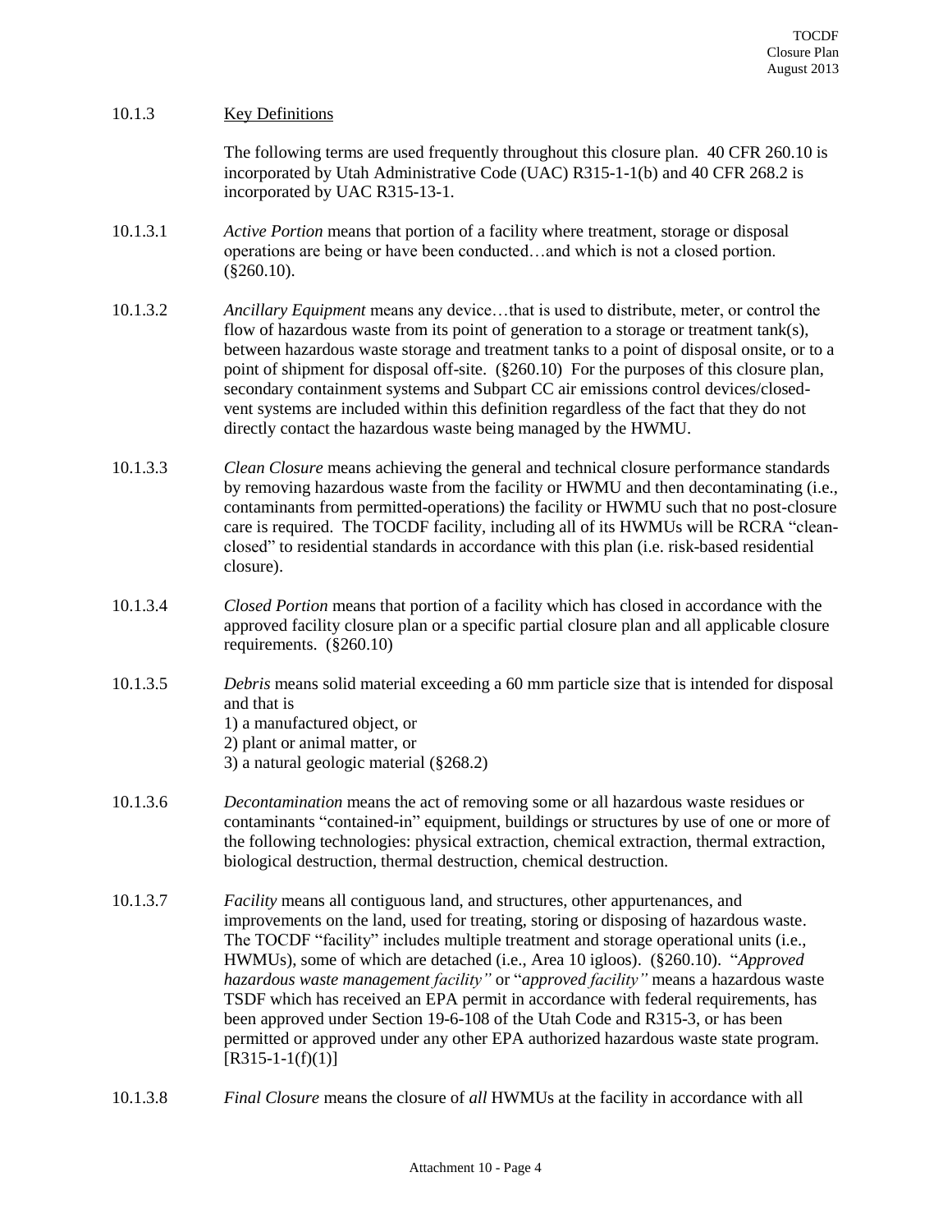### 10.1.3 Key Definitions

The following terms are used frequently throughout this closure plan. 40 CFR 260.10 is incorporated by Utah Administrative Code (UAC) R315-1-1(b) and 40 CFR 268.2 is incorporated by UAC R315-13-1.

10.1.3.1 *Active Portion* means that portion of a facility where treatment, storage or disposal operations are being or have been conducted…and which is not a closed portion. (§260.10).

10.1.3.2 *Ancillary Equipment* means any device…that is used to distribute, meter, or control the flow of hazardous waste from its point of generation to a storage or treatment tank(s), between hazardous waste storage and treatment tanks to a point of disposal onsite, or to a point of shipment for disposal off-site. (§260.10) For the purposes of this closure plan, secondary containment systems and Subpart CC air emissions control devices/closed-vent systems are included within this definition regardless of the fact that they do not directly contact the hazardous waste being managed by the HWMU.

10.1.3.3 *Clean Closure* means achieving the general and technical closure performance standards by removing hazardous waste from the facility or HWMU and then decontaminating (i.e., contaminants from permitted-operations) the facility or HWMU such that no post-closure care is required. The TOCDF facility, including all of its HWMUs will be RCRA "clean-closed" to residential standards in accordance with this plan (i.e. risk-based residential closure).

10.1.3.4 *Closed Portion* means that portion of a facility which has closed in accordance with the approved facility closure plan or a specific partial closure plan and all applicable closure requirements. (§260.10)

10.1.3.5 *Debris* means solid material exceeding a 60 mm particle size that is intended for disposal and that is
1) a manufactured object, or
2) plant or animal matter, or
3) a natural geologic material (§268.2)

10.1.3.6 *Decontamination* means the act of removing some or all hazardous waste residues or contaminants "contained-in" equipment, buildings or structures by use of one or more of the following technologies: physical extraction, chemical extraction, thermal extraction, biological destruction, thermal destruction, chemical destruction.

10.1.3.7 *Facility* means all contiguous land, and structures, other appurtenances, and improvements on the land, used for treating, storing or disposing of hazardous waste. The TOCDF "facility" includes multiple treatment and storage operational units (i.e., HWMUs), some of which are detached (i.e., Area 10 igloos). (§260.10). "*Approved hazardous waste management facility"* or "*approved facility"* means a hazardous waste TSDF which has received an EPA permit in accordance with federal requirements, has been approved under Section 19-6-108 of the Utah Code and R315-3, or has been permitted or approved under any other EPA authorized hazardous waste state program. [R315-1-1(f)(1)]

10.1.3.8 *Final Closure* means the closure of *all* HWMUs at the facility in accordance with all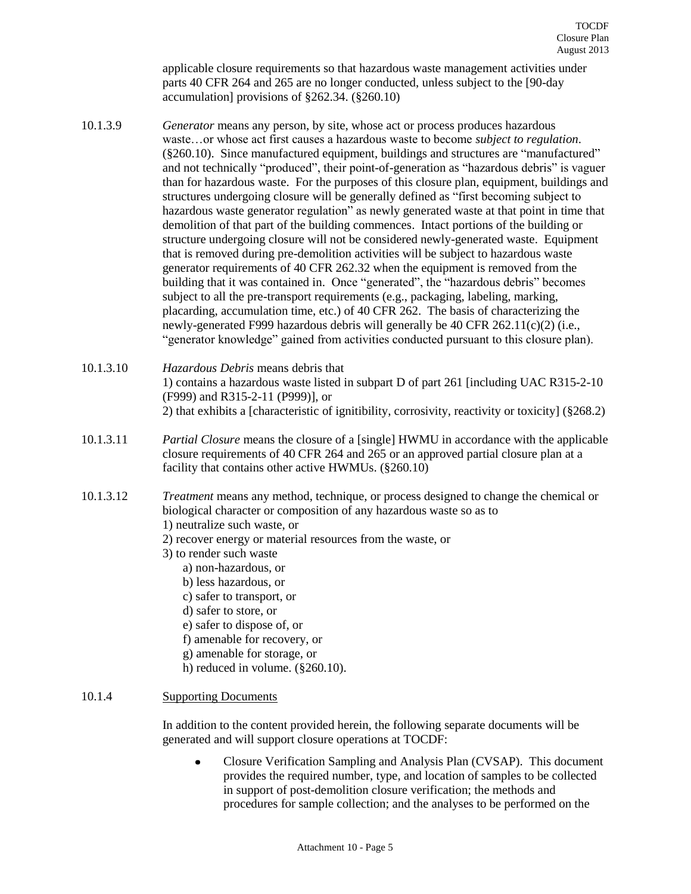applicable closure requirements so that hazardous waste management activities under parts 40 CFR 264 and 265 are no longer conducted, unless subject to the [90-day accumulation] provisions of §262.34. (§260.10)

10.1.3.9 *Generator* means any person, by site, whose act or process produces hazardous waste…or whose act first causes a hazardous waste to become *subject to regulation*. (§260.10). Since manufactured equipment, buildings and structures are "manufactured" and not technically "produced", their point-of-generation as "hazardous debris" is vaguer than for hazardous waste. For the purposes of this closure plan, equipment, buildings and structures undergoing closure will be generally defined as "first becoming subject to hazardous waste generator regulation" as newly generated waste at that point in time that demolition of that part of the building commences. Intact portions of the building or structure undergoing closure will not be considered newly-generated waste. Equipment that is removed during pre-demolition activities will be subject to hazardous waste generator requirements of 40 CFR 262.32 when the equipment is removed from the building that it was contained in. Once "generated", the "hazardous debris" becomes subject to all the pre-transport requirements (e.g., packaging, labeling, marking, placarding, accumulation time, etc.) of 40 CFR 262. The basis of characterizing the newly-generated F999 hazardous debris will generally be 40 CFR 262.11(c)(2) (i.e., "generator knowledge" gained from activities conducted pursuant to this closure plan).

10.1.3.10 *Hazardous Debris* means debris that
1) contains a hazardous waste listed in subpart D of part 261 [including UAC R315-2-10 (F999) and R315-2-11 (P999)], or
2) that exhibits a [characteristic of ignitibility, corrosivity, reactivity or toxicity] (§268.2)

10.1.3.11 *Partial Closure* means the closure of a [single] HWMU in accordance with the applicable closure requirements of 40 CFR 264 and 265 or an approved partial closure plan at a facility that contains other active HWMUs. (§260.10)

10.1.3.12 *Treatment* means any method, technique, or process designed to change the chemical or biological character or composition of any hazardous waste so as to
1) neutralize such waste, or
2) recover energy or material resources from the waste, or
3) to render such waste
  a) non-hazardous, or
  b) less hazardous, or
  c) safer to transport, or
  d) safer to store, or
  e) safer to dispose of, or
  f) amenable for recovery, or
  g) amenable for storage, or
  h) reduced in volume. (§260.10).

10.1.4 Supporting Documents

In addition to the content provided herein, the following separate documents will be generated and will support closure operations at TOCDF:

- Closure Verification Sampling and Analysis Plan (CVSAP). This document provides the required number, type, and location of samples to be collected in support of post-demolition closure verification; the methods and procedures for sample collection; and the analyses to be performed on the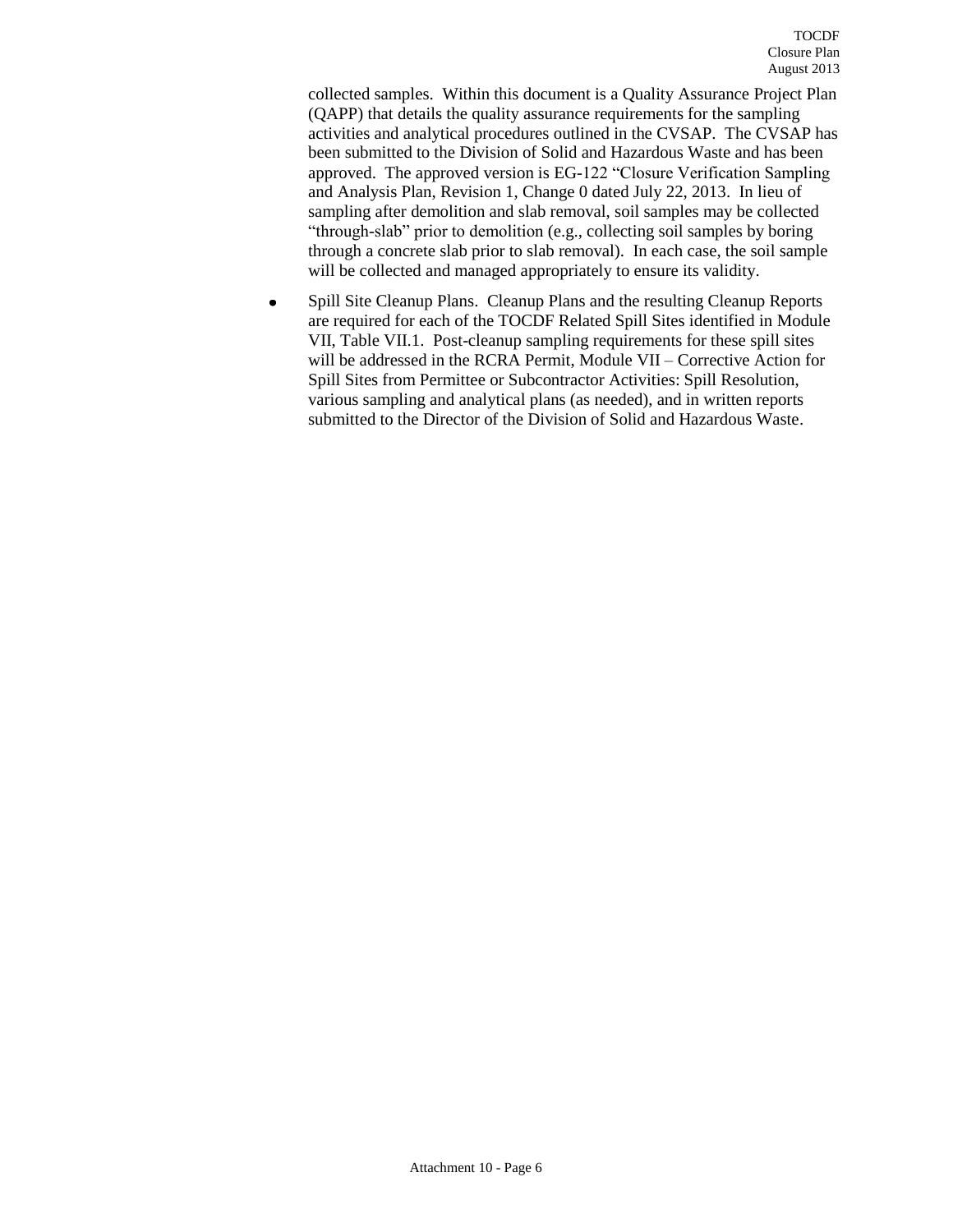collected samples. Within this document is a Quality Assurance Project Plan (QAPP) that details the quality assurance requirements for the sampling activities and analytical procedures outlined in the CVSAP. The CVSAP has been submitted to the Division of Solid and Hazardous Waste and has been approved. The approved version is EG-122 "Closure Verification Sampling and Analysis Plan, Revision 1, Change 0 dated July 22, 2013. In lieu of sampling after demolition and slab removal, soil samples may be collected "through-slab" prior to demolition (e.g., collecting soil samples by boring through a concrete slab prior to slab removal). In each case, the soil sample will be collected and managed appropriately to ensure its validity.

- Spill Site Cleanup Plans. Cleanup Plans and the resulting Cleanup Reports are required for each of the TOCDF Related Spill Sites identified in Module VII, Table VII.1. Post-cleanup sampling requirements for these spill sites will be addressed in the RCRA Permit, Module VII – Corrective Action for Spill Sites from Permittee or Subcontractor Activities: Spill Resolution, various sampling and analytical plans (as needed), and in written reports submitted to the Director of the Division of Solid and Hazardous Waste.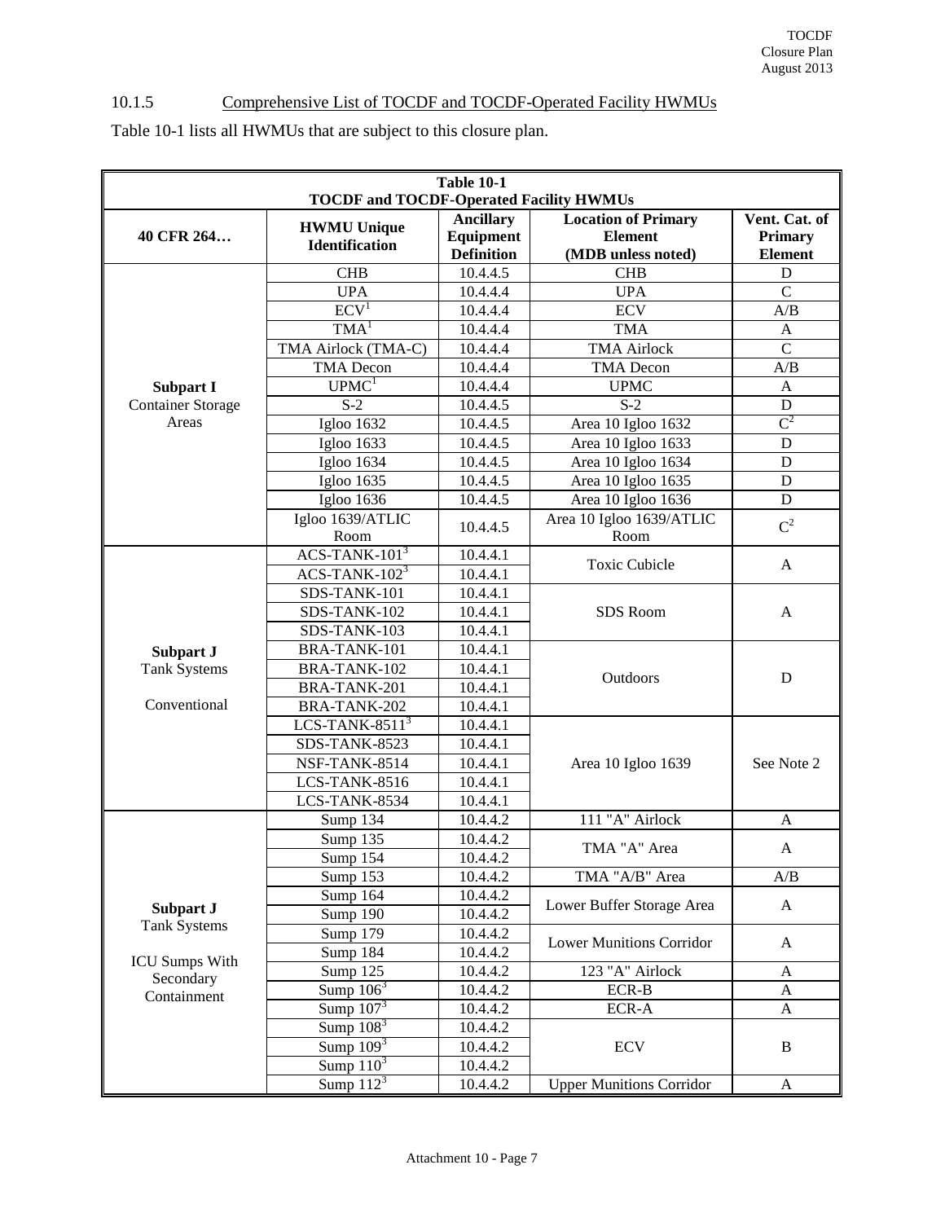### 10.1.5 Comprehensive List of TOCDF and TOCDF-Operated Facility HWMUs

Table 10-1 lists all HWMUs that are subject to this closure plan.

**Table 10-1**
**TOCDF and TOCDF-Operated Facility HWMUs**

| 40 CFR 264… | HWMU Unique Identification | Ancillary Equipment Definition | Location of Primary Element (MDB unless noted) | Vent. Cat. of Primary Element |
|---|---|---|---|---|
| **Subpart I** Container Storage Areas | CHB | 10.4.4.5 | CHB | D |
| | UPA | 10.4.4.4 | UPA | C |
| | ECV[1] | 10.4.4.4 | ECV | A/B |
| | TMA[1] | 10.4.4.4 | TMA | A |
| | TMA Airlock (TMA-C) | 10.4.4.4 | TMA Airlock | C |
| | TMA Decon | 10.4.4.4 | TMA Decon | A/B |
| | UPMC[1] | 10.4.4.4 | UPMC | A |
| | S-2 | 10.4.4.5 | S-2 | D |
| | Igloo 1632 | 10.4.4.5 | Area 10 Igloo 1632 | C[2] |
| | Igloo 1633 | 10.4.4.5 | Area 10 Igloo 1633 | D |
| | Igloo 1634 | 10.4.4.5 | Area 10 Igloo 1634 | D |
| | Igloo 1635 | 10.4.4.5 | Area 10 Igloo 1635 | D |
| | Igloo 1636 | 10.4.4.5 | Area 10 Igloo 1636 | D |
| | Igloo 1639/ATLIC Room | 10.4.4.5 | Area 10 Igloo 1639/ATLIC Room | C[2] |
| **Subpart J** Tank Systems Conventional | ACS-TANK-101[3] | 10.4.4.1 | Toxic Cubicle | A |
| | ACS-TANK-102[3] | 10.4.4.1 | | |
| | SDS-TANK-101 | 10.4.4.1 | SDS Room | A |
| | SDS-TANK-102 | 10.4.4.1 | | |
| | SDS-TANK-103 | 10.4.4.1 | | |
| | BRA-TANK-101 | 10.4.4.1 | Outdoors | D |
| | BRA-TANK-102 | 10.4.4.1 | | |
| | BRA-TANK-201 | 10.4.4.1 | | |
| | BRA-TANK-202 | 10.4.4.1 | | |
| | LCS-TANK-8511[3] | 10.4.4.1 | Area 10 Igloo 1639 | See Note 2 |
| | SDS-TANK-8523 | 10.4.4.1 | | |
| | NSF-TANK-8514 | 10.4.4.1 | | |
| | LCS-TANK-8516 | 10.4.4.1 | | |
| | LCS-TANK-8534 | 10.4.4.1 | | |
| **Subpart J** Tank Systems ICU Sumps With Secondary Containment | Sump 134 | 10.4.4.2 | 111 "A" Airlock | A |
| | Sump 135 | 10.4.4.2 | TMA "A" Area | A |
| | Sump 154 | 10.4.4.2 | | |
| | Sump 153 | 10.4.4.2 | TMA "A/B" Area | A/B |
| | Sump 164 | 10.4.4.2 | Lower Buffer Storage Area | A |
| | Sump 190 | 10.4.4.2 | | |
| | Sump 179 | 10.4.4.2 | Lower Munitions Corridor | A |
| | Sump 184 | 10.4.4.2 | | |
| | Sump 125 | 10.4.4.2 | 123 "A" Airlock | A |
| | Sump 106[3] | 10.4.4.2 | ECR-B | A |
| | Sump 107[3] | 10.4.4.2 | ECR-A | A |
| | Sump 108[3] | 10.4.4.2 | ECV | B |
| | Sump 109[3] | 10.4.4.2 | | |
| | Sump 110[3] | 10.4.4.2 | | |
| | Sump 112[3] | 10.4.4.2 | Upper Munitions Corridor | A |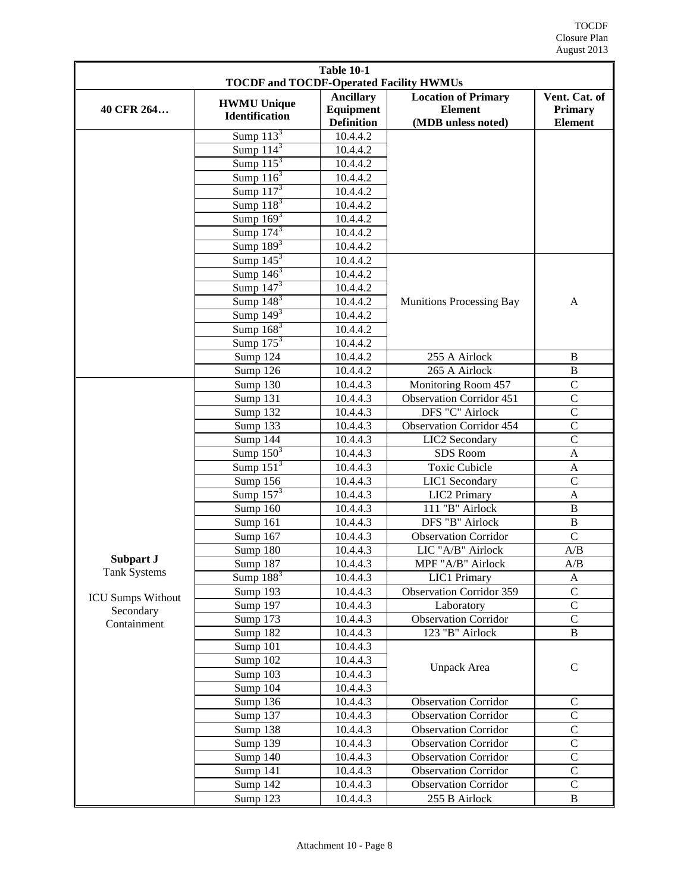| Table 10-1 TOCDF and TOCDF-Operated Facility HWMUs | | | | |
|---|---|---|---|---|
| 40 CFR 264… | HWMU Unique Identification | Ancillary Equipment Definition | Location of Primary Element (MDB unless noted) | Vent. Cat. of Primary Element |
| | Sump 113[3] | 10.4.4.2 | | |
| | Sump 114[3] | 10.4.4.2 | | |
| | Sump 115[3] | 10.4.4.2 | | |
| | Sump 116[3] | 10.4.4.2 | | |
| | Sump 117[3] | 10.4.4.2 | | |
| | Sump 118[3] | 10.4.4.2 | | |
| | Sump 169[3] | 10.4.4.2 | | |
| | Sump 174[3] | 10.4.4.2 | | |
| | Sump 189[3] | 10.4.4.2 | | |
| | Sump 145[3] | 10.4.4.2 | Munitions Processing Bay | A |
| | Sump 146[3] | 10.4.4.2 | Munitions Processing Bay | A |
| | Sump 147[3] | 10.4.4.2 | Munitions Processing Bay | A |
| | Sump 148[3] | 10.4.4.2 | Munitions Processing Bay | A |
| | Sump 149[3] | 10.4.4.2 | Munitions Processing Bay | A |
| | Sump 168[3] | 10.4.4.2 | Munitions Processing Bay | A |
| | Sump 175[3] | 10.4.4.2 | Munitions Processing Bay | A |
| | Sump 124 | 10.4.4.2 | 255 A Airlock | B |
| | Sump 126 | 10.4.4.2 | 265 A Airlock | B |
| **Subpart J** Tank Systems ICU Sumps Without Secondary Containment | Sump 130 | 10.4.4.3 | Monitoring Room 457 | C |
| | Sump 131 | 10.4.4.3 | Observation Corridor 451 | C |
| | Sump 132 | 10.4.4.3 | DFS "C" Airlock | C |
| | Sump 133 | 10.4.4.3 | Observation Corridor 454 | C |
| | Sump 144 | 10.4.4.3 | LIC2 Secondary | C |
| | Sump 150[3] | 10.4.4.3 | SDS Room | A |
| | Sump 151[3] | 10.4.4.3 | Toxic Cubicle | A |
| | Sump 156 | 10.4.4.3 | LIC1 Secondary | C |
| | Sump 157[3] | 10.4.4.3 | LIC2 Primary | A |
| | Sump 160 | 10.4.4.3 | 111 "B" Airlock | B |
| | Sump 161 | 10.4.4.3 | DFS "B" Airlock | B |
| | Sump 167 | 10.4.4.3 | Observation Corridor | C |
| | Sump 180 | 10.4.4.3 | LIC "A/B" Airlock | A/B |
| | Sump 187 | 10.4.4.3 | MPF "A/B" Airlock | A/B |
| | Sump 188[3] | 10.4.4.3 | LIC1 Primary | A |
| | Sump 193 | 10.4.4.3 | Observation Corridor 359 | C |
| | Sump 197 | 10.4.4.3 | Laboratory | C |
| | Sump 173 | 10.4.4.3 | Observation Corridor | C |
| | Sump 182 | 10.4.4.3 | 123 "B" Airlock | B |
| | Sump 101 | 10.4.4.3 | Unpack Area | C |
| | Sump 102 | 10.4.4.3 | Unpack Area | C |
| | Sump 103 | 10.4.4.3 | Unpack Area | C |
| | Sump 104 | 10.4.4.3 | Unpack Area | C |
| | Sump 136 | 10.4.4.3 | Observation Corridor | C |
| | Sump 137 | 10.4.4.3 | Observation Corridor | C |
| | Sump 138 | 10.4.4.3 | Observation Corridor | C |
| | Sump 139 | 10.4.4.3 | Observation Corridor | C |
| | Sump 140 | 10.4.4.3 | Observation Corridor | C |
| | Sump 141 | 10.4.4.3 | Observation Corridor | C |
| | Sump 142 | 10.4.4.3 | Observation Corridor | C |
| | Sump 123 | 10.4.4.3 | 255 B Airlock | B |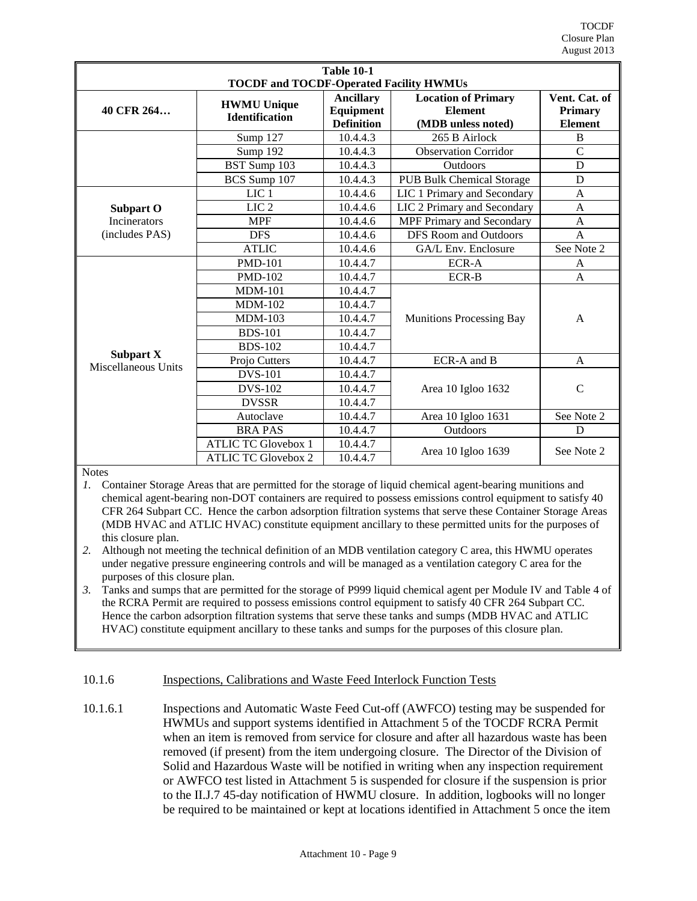| Table 10-1 TOCDF and TOCDF-Operated Facility HWMUs | | | | |
|---|---|---|---|---|
| **40 CFR 264…** | **HWMU Unique Identification** | **Ancillary Equipment Definition** | **Location of Primary Element (MDB unless noted)** | **Vent. Cat. of Primary Element** |
| | Sump 127 | 10.4.4.3 | 265 B Airlock | B |
| | Sump 192 | 10.4.4.3 | Observation Corridor | C |
| | BST Sump 103 | 10.4.4.3 | Outdoors | D |
| | BCS Sump 107 | 10.4.4.3 | PUB Bulk Chemical Storage | D |
| **Subpart O** Incinerators (includes PAS) | LIC 1 | 10.4.4.6 | LIC 1 Primary and Secondary | A |
| | LIC 2 | 10.4.4.6 | LIC 2 Primary and Secondary | A |
| | MPF | 10.4.4.6 | MPF Primary and Secondary | A |
| | DFS | 10.4.4.6 | DFS Room and Outdoors | A |
| | ATLIC | 10.4.4.6 | GA/L Env. Enclosure | See Note 2 |
| **Subpart X** Miscellaneous Units | PMD-101 | 10.4.4.7 | ECR-A | A |
| | PMD-102 | 10.4.4.7 | ECR-B | A |
| | MDM-101 | 10.4.4.7 | Munitions Processing Bay | A |
| | MDM-102 | 10.4.4.7 | | |
| | MDM-103 | 10.4.4.7 | | |
| | BDS-101 | 10.4.4.7 | | |
| | BDS-102 | 10.4.4.7 | | |
| | Projo Cutters | 10.4.4.7 | ECR-A and B | A |
| | DVS-101 | 10.4.4.7 | Area 10 Igloo 1632 | C |
| | DVS-102 | 10.4.4.7 | | |
| | DVSSR | 10.4.4.7 | | |
| | Autoclave | 10.4.4.7 | Area 10 Igloo 1631 | See Note 2 |
| | BRA PAS | 10.4.4.7 | Outdoors | D |
| | ATLIC TC Glovebox 1 | 10.4.4.7 | Area 10 Igloo 1639 | See Note 2 |
| | ATLIC TC Glovebox 2 | 10.4.4.7 | | |

Notes

1. Container Storage Areas that are permitted for the storage of liquid chemical agent-bearing munitions and chemical agent-bearing non-DOT containers are required to possess emissions control equipment to satisfy 40 CFR 264 Subpart CC. Hence the carbon adsorption filtration systems that serve these Container Storage Areas (MDB HVAC and ATLIC HVAC) constitute equipment ancillary to these permitted units for the purposes of this closure plan.
2. Although not meeting the technical definition of an MDB ventilation category C area, this HWMU operates under negative pressure engineering controls and will be managed as a ventilation category C area for the purposes of this closure plan.
3. Tanks and sumps that are permitted for the storage of P999 liquid chemical agent per Module IV and Table 4 of the RCRA Permit are required to possess emissions control equipment to satisfy 40 CFR 264 Subpart CC. Hence the carbon adsorption filtration systems that serve these tanks and sumps (MDB HVAC and ATLIC HVAC) constitute equipment ancillary to these tanks and sumps for the purposes of this closure plan.

10.1.6 Inspections, Calibrations and Waste Feed Interlock Function Tests

10.1.6.1 Inspections and Automatic Waste Feed Cut-off (AWFCO) testing may be suspended for HWMUs and support systems identified in Attachment 5 of the TOCDF RCRA Permit when an item is removed from service for closure and after all hazardous waste has been removed (if present) from the item undergoing closure. The Director of the Division of Solid and Hazardous Waste will be notified in writing when any inspection requirement or AWFCO test listed in Attachment 5 is suspended for closure if the suspension is prior to the II.J.7 45-day notification of HWMU closure. In addition, logbooks will no longer be required to be maintained or kept at locations identified in Attachment 5 once the item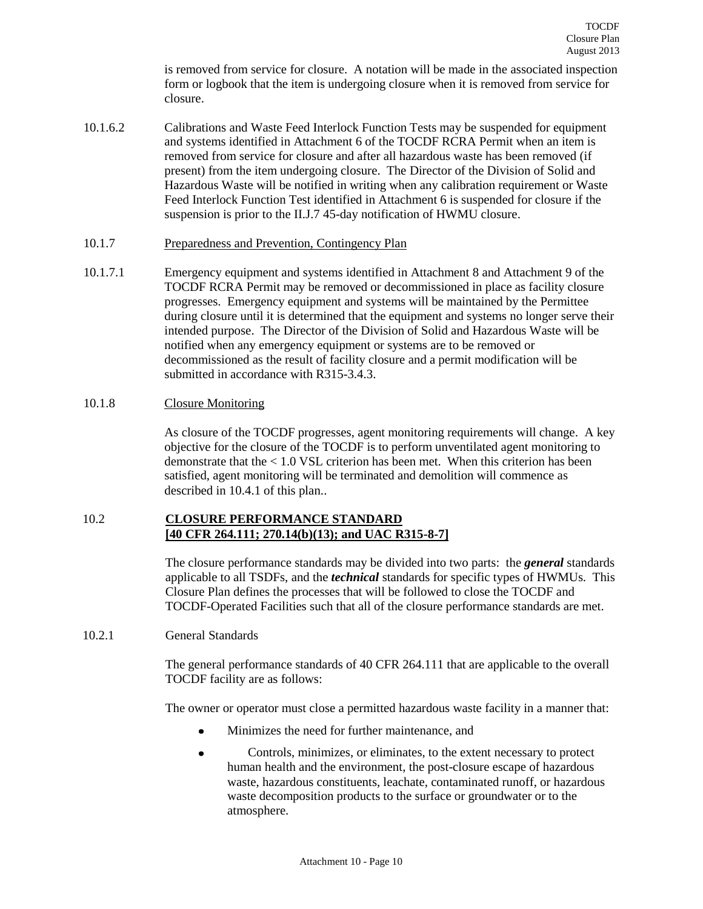is removed from service for closure. A notation will be made in the associated inspection form or logbook that the item is undergoing closure when it is removed from service for closure.

10.1.6.2 Calibrations and Waste Feed Interlock Function Tests may be suspended for equipment and systems identified in Attachment 6 of the TOCDF RCRA Permit when an item is removed from service for closure and after all hazardous waste has been removed (if present) from the item undergoing closure. The Director of the Division of Solid and Hazardous Waste will be notified in writing when any calibration requirement or Waste Feed Interlock Function Test identified in Attachment 6 is suspended for closure if the suspension is prior to the II.J.7 45-day notification of HWMU closure.

10.1.7 Preparedness and Prevention, Contingency Plan

10.1.7.1 Emergency equipment and systems identified in Attachment 8 and Attachment 9 of the TOCDF RCRA Permit may be removed or decommissioned in place as facility closure progresses. Emergency equipment and systems will be maintained by the Permittee during closure until it is determined that the equipment and systems no longer serve their intended purpose. The Director of the Division of Solid and Hazardous Waste will be notified when any emergency equipment or systems are to be removed or decommissioned as the result of facility closure and a permit modification will be submitted in accordance with R315-3.4.3.

10.1.8 Closure Monitoring

As closure of the TOCDF progresses, agent monitoring requirements will change. A key objective for the closure of the TOCDF is to perform unventilated agent monitoring to demonstrate that the < 1.0 VSL criterion has been met. When this criterion has been satisfied, agent monitoring will be terminated and demolition will commence as described in 10.4.1 of this plan..

## 10.2 CLOSURE PERFORMANCE STANDARD [40 CFR 264.111; 270.14(b)(13); and UAC R315-8-7]

The closure performance standards may be divided into two parts: the ***general*** standards applicable to all TSDFs, and the ***technical*** standards for specific types of HWMUs. This Closure Plan defines the processes that will be followed to close the TOCDF and TOCDF-Operated Facilities such that all of the closure performance standards are met.

10.2.1 General Standards

The general performance standards of 40 CFR 264.111 that are applicable to the overall TOCDF facility are as follows:

The owner or operator must close a permitted hazardous waste facility in a manner that:

- Minimizes the need for further maintenance, and
- Controls, minimizes, or eliminates, to the extent necessary to protect human health and the environment, the post-closure escape of hazardous waste, hazardous constituents, leachate, contaminated runoff, or hazardous waste decomposition products to the surface or groundwater or to the atmosphere.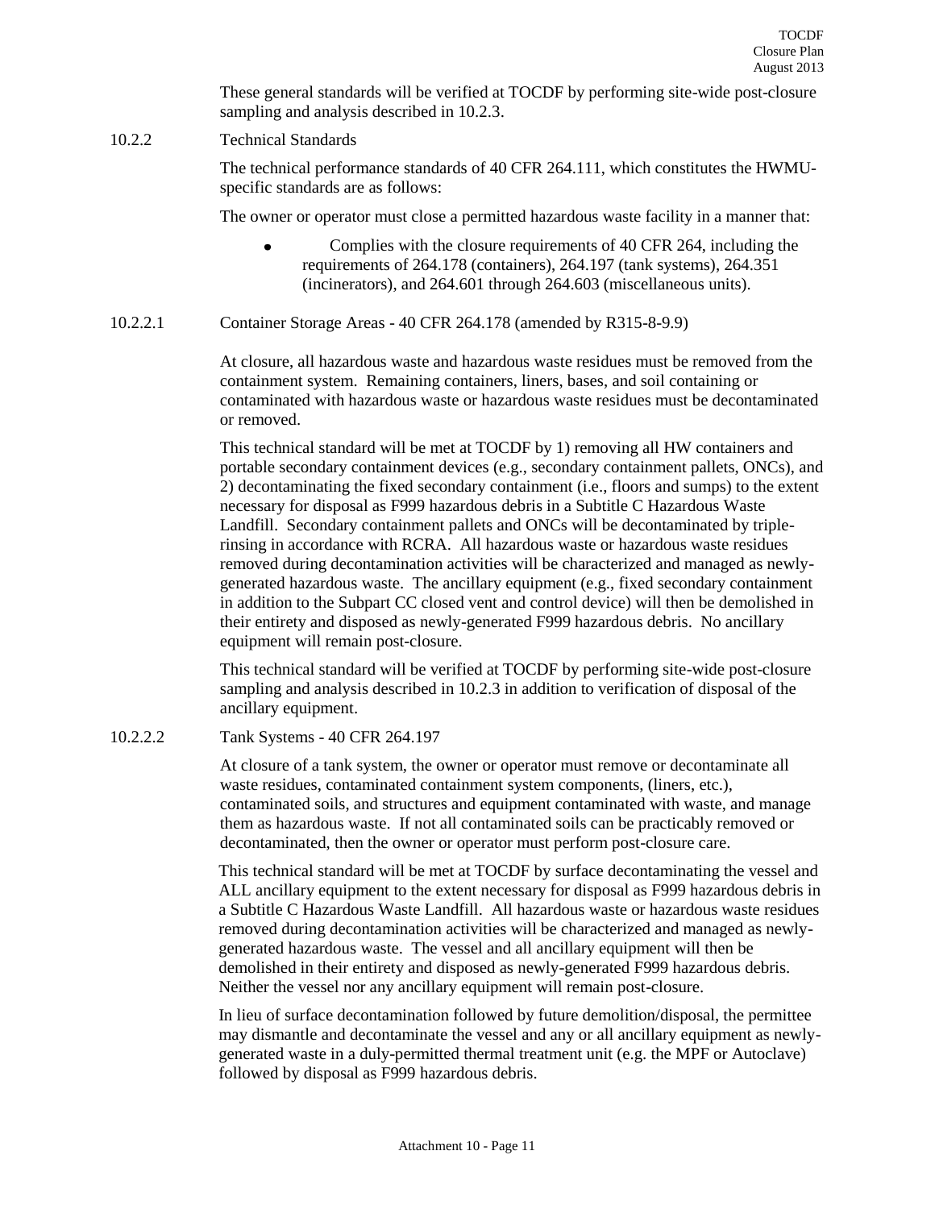These general standards will be verified at TOCDF by performing site-wide post-closure sampling and analysis described in 10.2.3.

### 10.2.2 Technical Standards

The technical performance standards of 40 CFR 264.111, which constitutes the HWMU-specific standards are as follows:

The owner or operator must close a permitted hazardous waste facility in a manner that:

- Complies with the closure requirements of 40 CFR 264, including the requirements of 264.178 (containers), 264.197 (tank systems), 264.351 (incinerators), and 264.601 through 264.603 (miscellaneous units).

#### 10.2.2.1 Container Storage Areas - 40 CFR 264.178 (amended by R315-8-9.9)

At closure, all hazardous waste and hazardous waste residues must be removed from the containment system. Remaining containers, liners, bases, and soil containing or contaminated with hazardous waste or hazardous waste residues must be decontaminated or removed.

This technical standard will be met at TOCDF by 1) removing all HW containers and portable secondary containment devices (e.g., secondary containment pallets, ONCs), and 2) decontaminating the fixed secondary containment (i.e., floors and sumps) to the extent necessary for disposal as F999 hazardous debris in a Subtitle C Hazardous Waste Landfill. Secondary containment pallets and ONCs will be decontaminated by triple-rinsing in accordance with RCRA. All hazardous waste or hazardous waste residues removed during decontamination activities will be characterized and managed as newly-generated hazardous waste. The ancillary equipment (e.g., fixed secondary containment in addition to the Subpart CC closed vent and control device) will then be demolished in their entirety and disposed as newly-generated F999 hazardous debris. No ancillary equipment will remain post-closure.

This technical standard will be verified at TOCDF by performing site-wide post-closure sampling and analysis described in 10.2.3 in addition to verification of disposal of the ancillary equipment.

#### 10.2.2.2 Tank Systems - 40 CFR 264.197

At closure of a tank system, the owner or operator must remove or decontaminate all waste residues, contaminated containment system components, (liners, etc.), contaminated soils, and structures and equipment contaminated with waste, and manage them as hazardous waste. If not all contaminated soils can be practicably removed or decontaminated, then the owner or operator must perform post-closure care.

This technical standard will be met at TOCDF by surface decontaminating the vessel and ALL ancillary equipment to the extent necessary for disposal as F999 hazardous debris in a Subtitle C Hazardous Waste Landfill. All hazardous waste or hazardous waste residues removed during decontamination activities will be characterized and managed as newly-generated hazardous waste. The vessel and all ancillary equipment will then be demolished in their entirety and disposed as newly-generated F999 hazardous debris. Neither the vessel nor any ancillary equipment will remain post-closure.

In lieu of surface decontamination followed by future demolition/disposal, the permittee may dismantle and decontaminate the vessel and any or all ancillary equipment as newly-generated waste in a duly-permitted thermal treatment unit (e.g. the MPF or Autoclave) followed by disposal as F999 hazardous debris.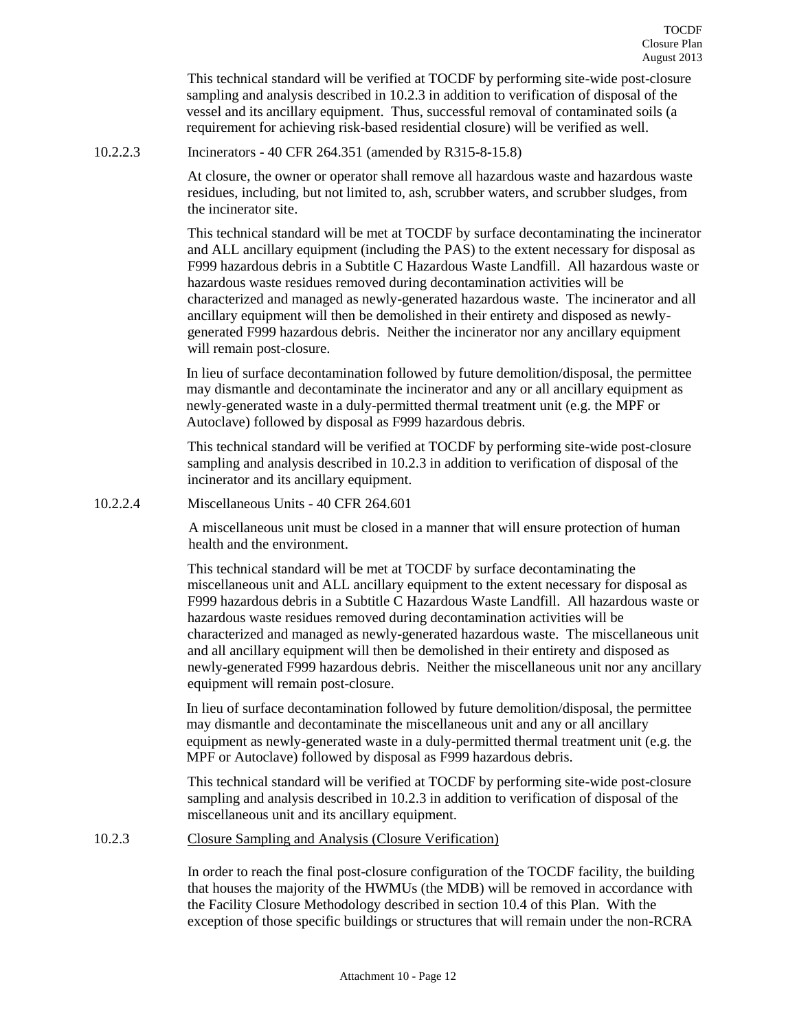This technical standard will be verified at TOCDF by performing site-wide post-closure sampling and analysis described in 10.2.3 in addition to verification of disposal of the vessel and its ancillary equipment. Thus, successful removal of contaminated soils (a requirement for achieving risk-based residential closure) will be verified as well.

#### 10.2.2.3 Incinerators - 40 CFR 264.351 (amended by R315-8-15.8)

At closure, the owner or operator shall remove all hazardous waste and hazardous waste residues, including, but not limited to, ash, scrubber waters, and scrubber sludges, from the incinerator site.

This technical standard will be met at TOCDF by surface decontaminating the incinerator and ALL ancillary equipment (including the PAS) to the extent necessary for disposal as F999 hazardous debris in a Subtitle C Hazardous Waste Landfill. All hazardous waste or hazardous waste residues removed during decontamination activities will be characterized and managed as newly-generated hazardous waste. The incinerator and all ancillary equipment will then be demolished in their entirety and disposed as newly-generated F999 hazardous debris. Neither the incinerator nor any ancillary equipment will remain post-closure.

In lieu of surface decontamination followed by future demolition/disposal, the permittee may dismantle and decontaminate the incinerator and any or all ancillary equipment as newly-generated waste in a duly-permitted thermal treatment unit (e.g. the MPF or Autoclave) followed by disposal as F999 hazardous debris.

This technical standard will be verified at TOCDF by performing site-wide post-closure sampling and analysis described in 10.2.3 in addition to verification of disposal of the incinerator and its ancillary equipment.

#### 10.2.2.4 Miscellaneous Units - 40 CFR 264.601

A miscellaneous unit must be closed in a manner that will ensure protection of human health and the environment.

This technical standard will be met at TOCDF by surface decontaminating the miscellaneous unit and ALL ancillary equipment to the extent necessary for disposal as F999 hazardous debris in a Subtitle C Hazardous Waste Landfill. All hazardous waste or hazardous waste residues removed during decontamination activities will be characterized and managed as newly-generated hazardous waste. The miscellaneous unit and all ancillary equipment will then be demolished in their entirety and disposed as newly-generated F999 hazardous debris. Neither the miscellaneous unit nor any ancillary equipment will remain post-closure.

In lieu of surface decontamination followed by future demolition/disposal, the permittee may dismantle and decontaminate the miscellaneous unit and any or all ancillary equipment as newly-generated waste in a duly-permitted thermal treatment unit (e.g. the MPF or Autoclave) followed by disposal as F999 hazardous debris.

This technical standard will be verified at TOCDF by performing site-wide post-closure sampling and analysis described in 10.2.3 in addition to verification of disposal of the miscellaneous unit and its ancillary equipment.

### 10.2.3 Closure Sampling and Analysis (Closure Verification)

In order to reach the final post-closure configuration of the TOCDF facility, the building that houses the majority of the HWMUs (the MDB) will be removed in accordance with the Facility Closure Methodology described in section 10.4 of this Plan. With the exception of those specific buildings or structures that will remain under the non-RCRA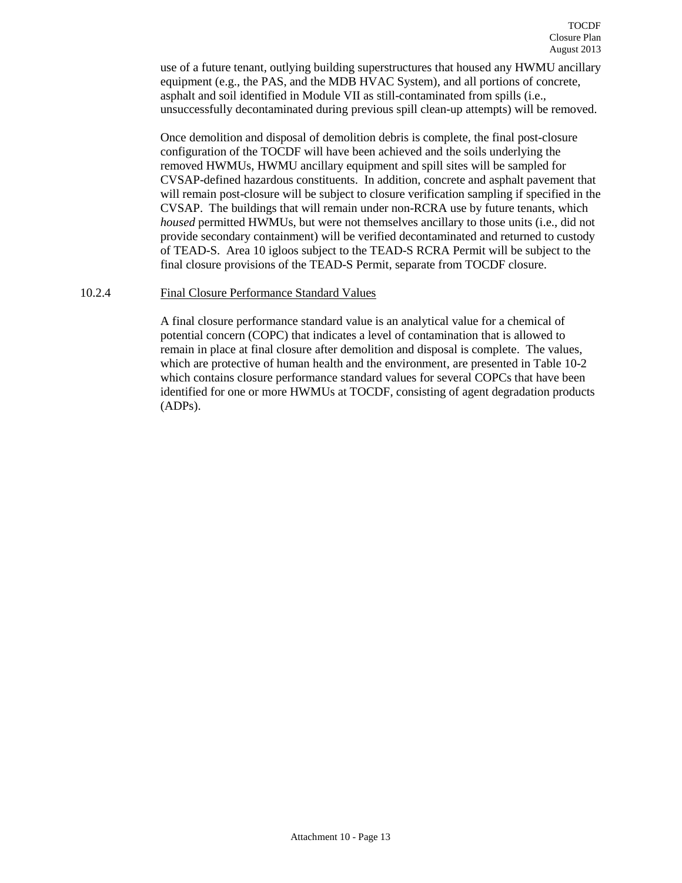use of a future tenant, outlying building superstructures that housed any HWMU ancillary equipment (e.g., the PAS, and the MDB HVAC System), and all portions of concrete, asphalt and soil identified in Module VII as still-contaminated from spills (i.e., unsuccessfully decontaminated during previous spill clean-up attempts) will be removed.

Once demolition and disposal of demolition debris is complete, the final post-closure configuration of the TOCDF will have been achieved and the soils underlying the removed HWMUs, HWMU ancillary equipment and spill sites will be sampled for CVSAP-defined hazardous constituents. In addition, concrete and asphalt pavement that will remain post-closure will be subject to closure verification sampling if specified in the CVSAP. The buildings that will remain under non-RCRA use by future tenants, which *housed* permitted HWMUs, but were not themselves ancillary to those units (i.e., did not provide secondary containment) will be verified decontaminated and returned to custody of TEAD-S. Area 10 igloos subject to the TEAD-S RCRA Permit will be subject to the final closure provisions of the TEAD-S Permit, separate from TOCDF closure.

### 10.2.4 Final Closure Performance Standard Values

A final closure performance standard value is an analytical value for a chemical of potential concern (COPC) that indicates a level of contamination that is allowed to remain in place at final closure after demolition and disposal is complete. The values, which are protective of human health and the environment, are presented in Table 10-2 which contains closure performance standard values for several COPCs that have been identified for one or more HWMUs at TOCDF, consisting of agent degradation products (ADPs).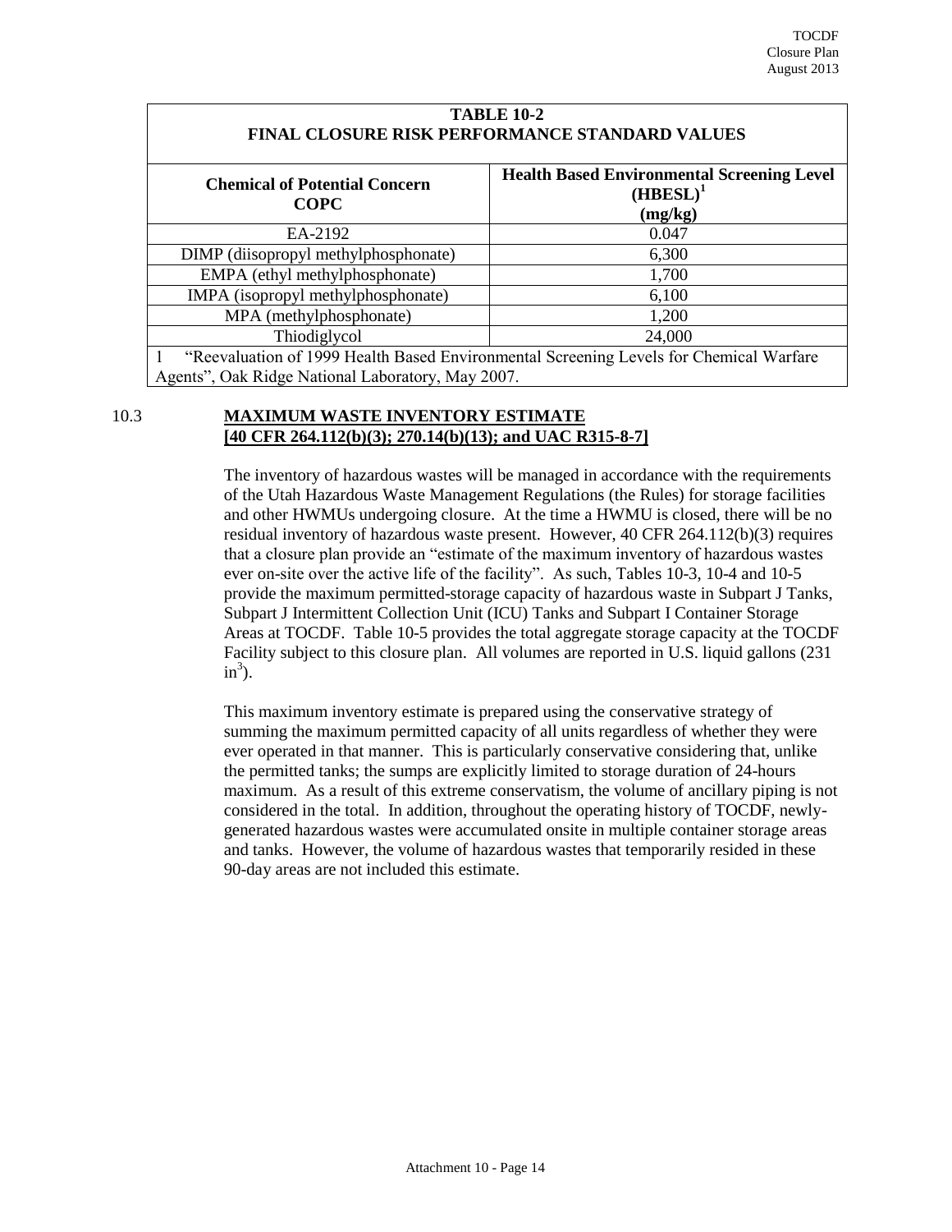**TABLE 10-2**
**FINAL CLOSURE RISK PERFORMANCE STANDARD VALUES**

| Chemical of Potential Concern COPC | Health Based Environmental Screening Level (HBESL)[1] (mg/kg) |
|---|---|
| EA-2192 | 0.047 |
| DIMP (diisopropyl methylphosphonate) | 6,300 |
| EMPA (ethyl methylphosphonate) | 1,700 |
| IMPA (isopropyl methylphosphonate) | 6,100 |
| MPA (methylphosphonate) | 1,200 |
| Thiodiglycol | 24,000 |

1 "Reevaluation of 1999 Health Based Environmental Screening Levels for Chemical Warfare Agents", Oak Ridge National Laboratory, May 2007.

## 10.3 MAXIMUM WASTE INVENTORY ESTIMATE [40 CFR 264.112(b)(3); 270.14(b)(13); and UAC R315-8-7]

The inventory of hazardous wastes will be managed in accordance with the requirements of the Utah Hazardous Waste Management Regulations (the Rules) for storage facilities and other HWMUs undergoing closure. At the time a HWMU is closed, there will be no residual inventory of hazardous waste present. However, 40 CFR 264.112(b)(3) requires that a closure plan provide an "estimate of the maximum inventory of hazardous wastes ever on-site over the active life of the facility". As such, Tables 10-3, 10-4 and 10-5 provide the maximum permitted-storage capacity of hazardous waste in Subpart J Tanks, Subpart J Intermittent Collection Unit (ICU) Tanks and Subpart I Container Storage Areas at TOCDF. Table 10-5 provides the total aggregate storage capacity at the TOCDF Facility subject to this closure plan. All volumes are reported in U.S. liquid gallons (231 $in^3$).

This maximum inventory estimate is prepared using the conservative strategy of summing the maximum permitted capacity of all units regardless of whether they were ever operated in that manner. This is particularly conservative considering that, unlike the permitted tanks; the sumps are explicitly limited to storage duration of 24-hours maximum. As a result of this extreme conservatism, the volume of ancillary piping is not considered in the total. In addition, throughout the operating history of TOCDF, newly-generated hazardous wastes were accumulated onsite in multiple container storage areas and tanks. However, the volume of hazardous wastes that temporarily resided in these 90-day areas are not included this estimate.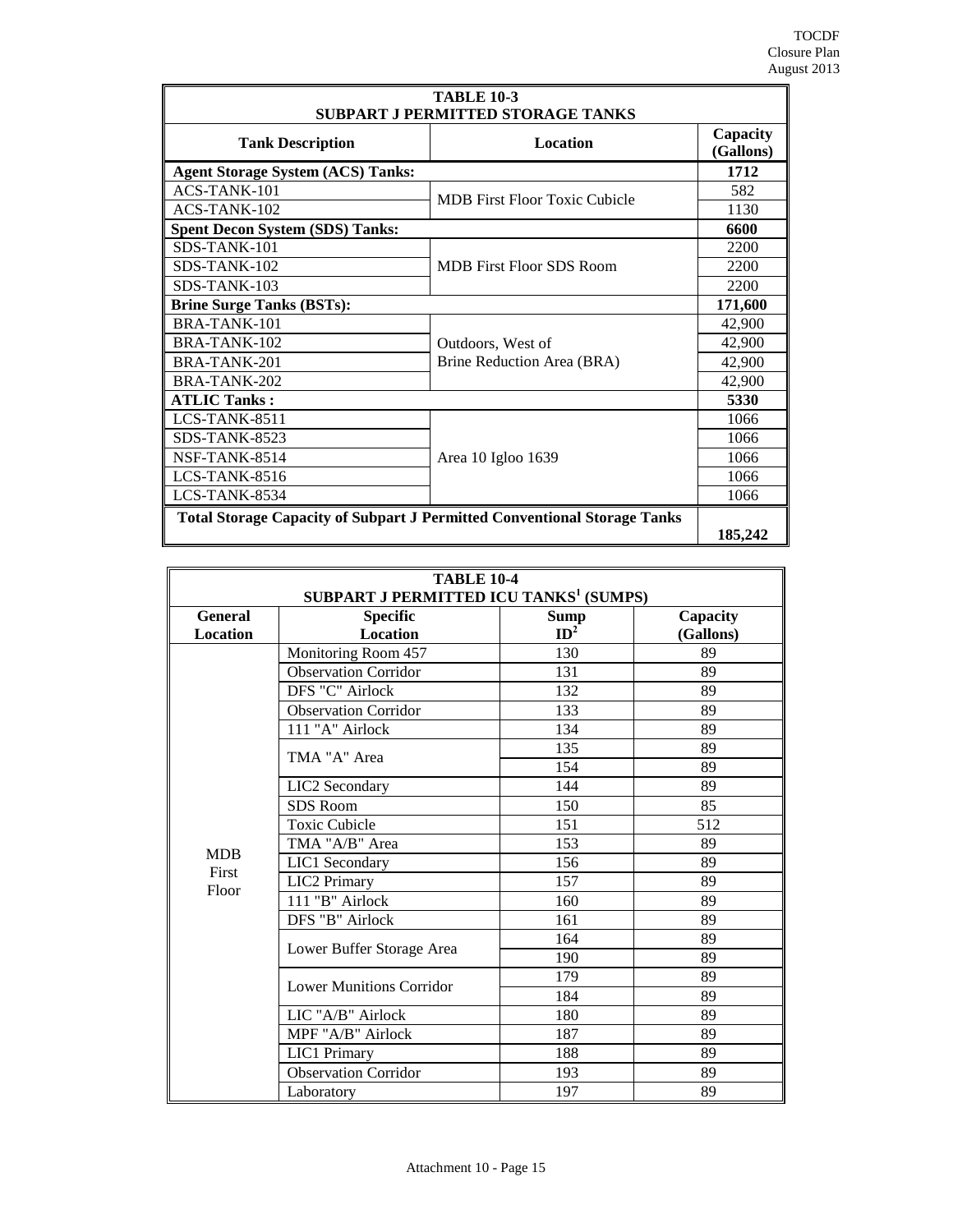| TABLE 10-3<br>SUBPART J PERMITTED STORAGE TANKS | | |
|---|---|---|
| **Tank Description** | **Location** | **Capacity (Gallons)** |
| **Agent Storage System (ACS) Tanks:** | | **1712** |
| ACS-TANK-101 | MDB First Floor Toxic Cubicle | 582 |
| ACS-TANK-102 | | 1130 |
| **Spent Decon System (SDS) Tanks:** | | **6600** |
| SDS-TANK-101 | MDB First Floor SDS Room | 2200 |
| SDS-TANK-102 | | 2200 |
| SDS-TANK-103 | | 2200 |
| **Brine Surge Tanks (BSTs):** | | **171,600** |
| BRA-TANK-101 | Outdoors, West of Brine Reduction Area (BRA) | 42,900 |
| BRA-TANK-102 | | 42,900 |
| BRA-TANK-201 | | 42,900 |
| BRA-TANK-202 | | 42,900 |
| **ATLIC Tanks :** | | **5330** |
| LCS-TANK-8511 | Area 10 Igloo 1639 | 1066 |
| SDS-TANK-8523 | | 1066 |
| NSF-TANK-8514 | | 1066 |
| LCS-TANK-8516 | | 1066 |
| LCS-TANK-8534 | | 1066 |
| **Total Storage Capacity of Subpart J Permitted Conventional Storage Tanks** | | **185,242** |

| TABLE 10-4<br>SUBPART J PERMITTED ICU TANKS[1] (SUMPS) | | | |
|---|---|---|---|
| **General Location** | **Specific Location** | **Sump ID[2]** | **Capacity (Gallons)** |
| MDB First Floor | Monitoring Room 457 | 130 | 89 |
| | Observation Corridor | 131 | 89 |
| | DFS "C" Airlock | 132 | 89 |
| | Observation Corridor | 133 | 89 |
| | 111 "A" Airlock | 134 | 89 |
| | TMA "A" Area | 135 | 89 |
| | | 154 | 89 |
| | LIC2 Secondary | 144 | 89 |
| | SDS Room | 150 | 85 |
| | Toxic Cubicle | 151 | 512 |
| | TMA "A/B" Area | 153 | 89 |
| | LIC1 Secondary | 156 | 89 |
| | LIC2 Primary | 157 | 89 |
| | 111 "B" Airlock | 160 | 89 |
| | DFS "B" Airlock | 161 | 89 |
| | Lower Buffer Storage Area | 164 | 89 |
| | | 190 | 89 |
| | Lower Munitions Corridor | 179 | 89 |
| | | 184 | 89 |
| | LIC "A/B" Airlock | 180 | 89 |
| | MPF "A/B" Airlock | 187 | 89 |
| | LIC1 Primary | 188 | 89 |
| | Observation Corridor | 193 | 89 |
| | Laboratory | 197 | 89 |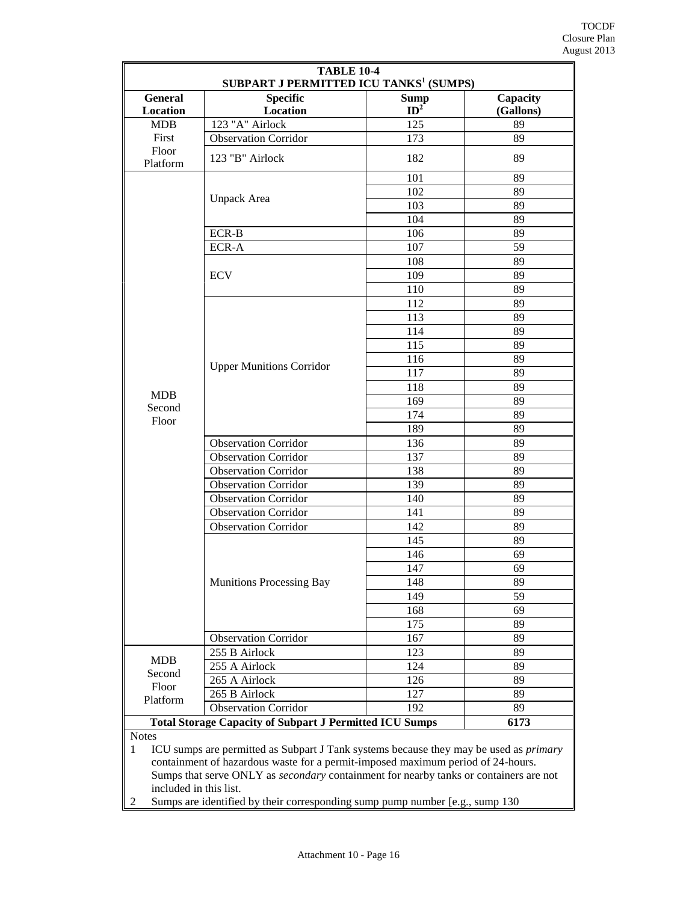| TABLE 10-4 SUBPART J PERMITTED ICU TANKS[1] (SUMPS) | | | |
|---|---|---|---|
| **General Location** | **Specific Location** | **Sump ID[2]** | **Capacity (Gallons)** |
| MDB First Floor Platform | 123 "A" Airlock | 125 | 89 |
| | Observation Corridor | 173 | 89 |
| | 123 "B" Airlock | 182 | 89 |
| MDB Second Floor | Unpack Area | 101 | 89 |
| | | 102 | 89 |
| | | 103 | 89 |
| | | 104 | 89 |
| | ECR-B | 106 | 89 |
| | ECR-A | 107 | 59 |
| | ECV | 108 | 89 |
| | | 109 | 89 |
| | | 110 | 89 |
| | Upper Munitions Corridor | 112 | 89 |
| | | 113 | 89 |
| | | 114 | 89 |
| | | 115 | 89 |
| | | 116 | 89 |
| | | 117 | 89 |
| | | 118 | 89 |
| | | 169 | 89 |
| | | 174 | 89 |
| | | 189 | 89 |
| | Observation Corridor | 136 | 89 |
| | Observation Corridor | 137 | 89 |
| | Observation Corridor | 138 | 89 |
| | Observation Corridor | 139 | 89 |
| | Observation Corridor | 140 | 89 |
| | Observation Corridor | 141 | 89 |
| | Observation Corridor | 142 | 89 |
| | Munitions Processing Bay | 145 | 89 |
| | | 146 | 69 |
| | | 147 | 69 |
| | | 148 | 89 |
| | | 149 | 59 |
| | | 168 | 69 |
| | | 175 | 89 |
| | Observation Corridor | 167 | 89 |
| MDB Second Floor Platform | 255 B Airlock | 123 | 89 |
| | 255 A Airlock | 124 | 89 |
| | 265 A Airlock | 126 | 89 |
| | 265 B Airlock | 127 | 89 |
| | Observation Corridor | 192 | 89 |
| **Total Storage Capacity of Subpart J Permitted ICU Sumps** | | | **6173** |

Notes

1. ICU sumps are permitted as Subpart J Tank systems because they may be used as *primary* containment of hazardous waste for a permit-imposed maximum period of 24-hours. Sumps that serve ONLY as *secondary* containment for nearby tanks or containers are not included in this list.
2. Sumps are identified by their corresponding sump pump number [e.g., sump 130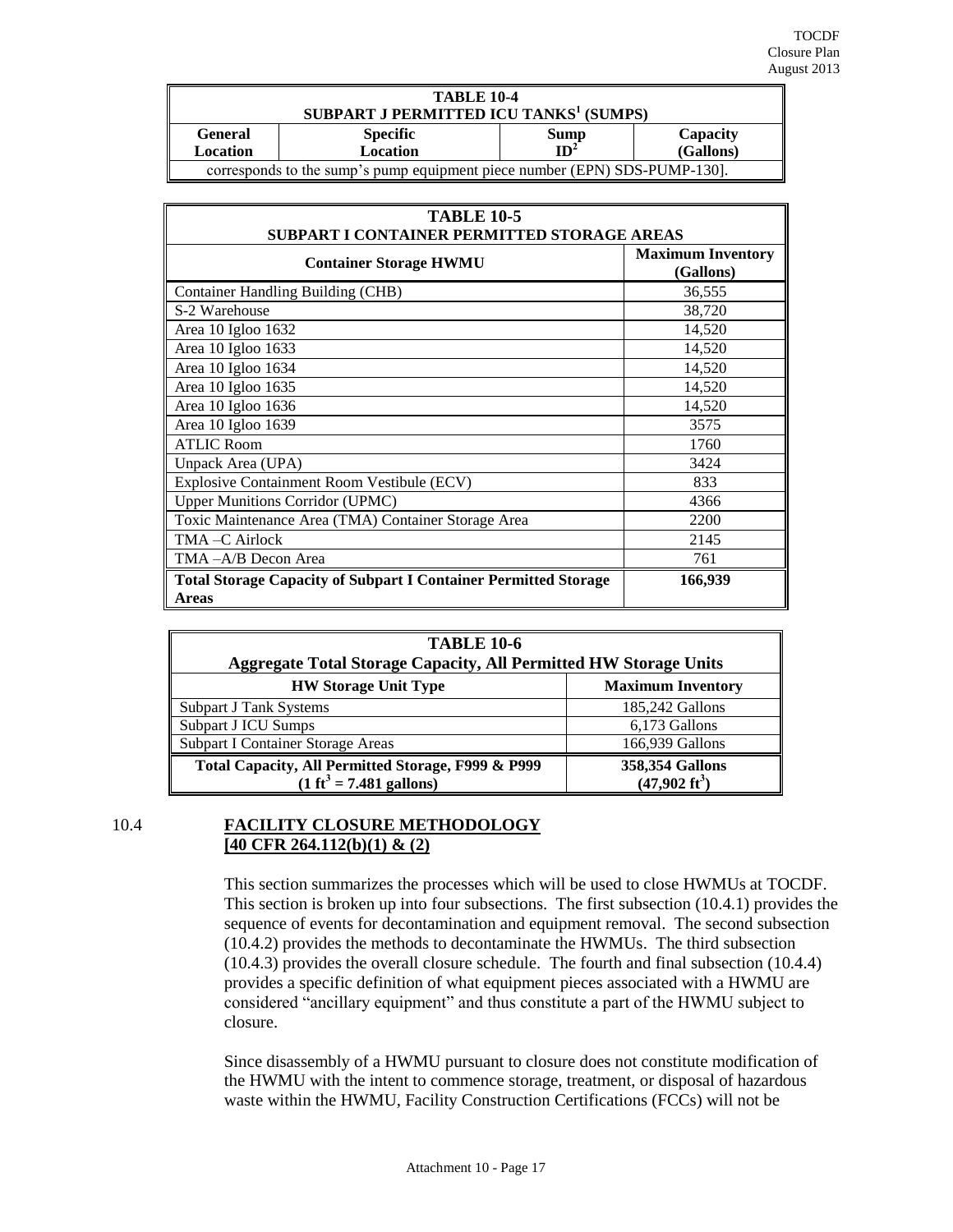| TABLE 10-4 SUBPART J PERMITTED ICU TANKS[1] (SUMPS) | | | |
|---|---|---|---|
| General Location | Specific Location | Sump ID[2] | Capacity (Gallons) |
| corresponds to the sump's pump equipment piece number (EPN) SDS-PUMP-130]. | | | |

| TABLE 10-5 SUBPART I CONTAINER PERMITTED STORAGE AREAS | |
|---|---|
| Container Storage HWMU | Maximum Inventory (Gallons) |
| Container Handling Building (CHB) | 36,555 |
| S-2 Warehouse | 38,720 |
| Area 10 Igloo 1632 | 14,520 |
| Area 10 Igloo 1633 | 14,520 |
| Area 10 Igloo 1634 | 14,520 |
| Area 10 Igloo 1635 | 14,520 |
| Area 10 Igloo 1636 | 14,520 |
| Area 10 Igloo 1639 | 3575 |
| ATLIC Room | 1760 |
| Unpack Area (UPA) | 3424 |
| Explosive Containment Room Vestibule (ECV) | 833 |
| Upper Munitions Corridor (UPMC) | 4366 |
| Toxic Maintenance Area (TMA) Container Storage Area | 2200 |
| TMA –C Airlock | 2145 |
| TMA –A/B Decon Area | 761 |
| **Total Storage Capacity of Subpart I Container Permitted Storage Areas** | **166,939** |

| TABLE 10-6 Aggregate Total Storage Capacity, All Permitted HW Storage Units | |
|---|---|
| HW Storage Unit Type | Maximum Inventory |
| Subpart J Tank Systems | 185,242 Gallons |
| Subpart J ICU Sumps | 6,173 Gallons |
| Subpart I Container Storage Areas | 166,939 Gallons |
| **Total Capacity, All Permitted Storage, F999 & P999 ($1\ ft^3 = 7.481$ gallons)** | **358,354 Gallons ($47,902\ ft^3$)** |

## 10.4 FACILITY CLOSURE METHODOLOGY [40 CFR 264.112(b)(1) & (2)

This section summarizes the processes which will be used to close HWMUs at TOCDF. This section is broken up into four subsections. The first subsection (10.4.1) provides the sequence of events for decontamination and equipment removal. The second subsection (10.4.2) provides the methods to decontaminate the HWMUs. The third subsection (10.4.3) provides the overall closure schedule. The fourth and final subsection (10.4.4) provides a specific definition of what equipment pieces associated with a HWMU are considered "ancillary equipment" and thus constitute a part of the HWMU subject to closure.

Since disassembly of a HWMU pursuant to closure does not constitute modification of the HWMU with the intent to commence storage, treatment, or disposal of hazardous waste within the HWMU, Facility Construction Certifications (FCCs) will not be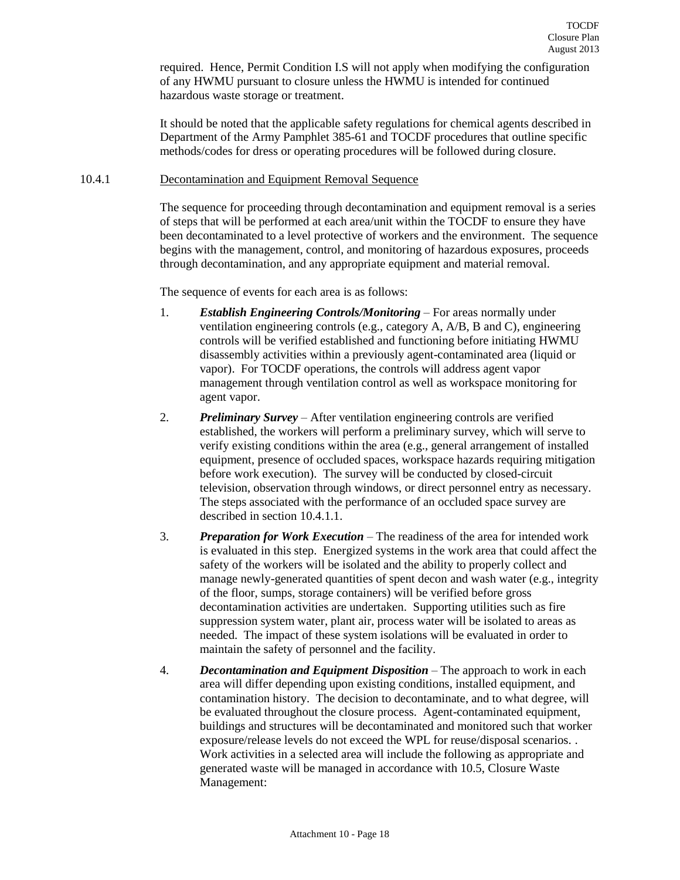required. Hence, Permit Condition I.S will not apply when modifying the configuration of any HWMU pursuant to closure unless the HWMU is intended for continued hazardous waste storage or treatment.

It should be noted that the applicable safety regulations for chemical agents described in Department of the Army Pamphlet 385-61 and TOCDF procedures that outline specific methods/codes for dress or operating procedures will be followed during closure.

### 10.4.1 Decontamination and Equipment Removal Sequence

The sequence for proceeding through decontamination and equipment removal is a series of steps that will be performed at each area/unit within the TOCDF to ensure they have been decontaminated to a level protective of workers and the environment. The sequence begins with the management, control, and monitoring of hazardous exposures, proceeds through decontamination, and any appropriate equipment and material removal.

The sequence of events for each area is as follows:

1. ***Establish Engineering Controls/Monitoring*** – For areas normally under ventilation engineering controls (e.g., category A, A/B, B and C), engineering controls will be verified established and functioning before initiating HWMU disassembly activities within a previously agent-contaminated area (liquid or vapor). For TOCDF operations, the controls will address agent vapor management through ventilation control as well as workspace monitoring for agent vapor.

2. ***Preliminary Survey*** – After ventilation engineering controls are verified established, the workers will perform a preliminary survey, which will serve to verify existing conditions within the area (e.g., general arrangement of installed equipment, presence of occluded spaces, workspace hazards requiring mitigation before work execution). The survey will be conducted by closed-circuit television, observation through windows, or direct personnel entry as necessary. The steps associated with the performance of an occluded space survey are described in section 10.4.1.1.

3. ***Preparation for Work Execution*** – The readiness of the area for intended work is evaluated in this step. Energized systems in the work area that could affect the safety of the workers will be isolated and the ability to properly collect and manage newly-generated quantities of spent decon and wash water (e.g., integrity of the floor, sumps, storage containers) will be verified before gross decontamination activities are undertaken. Supporting utilities such as fire suppression system water, plant air, process water will be isolated to areas as needed. The impact of these system isolations will be evaluated in order to maintain the safety of personnel and the facility.

4. ***Decontamination and Equipment Disposition*** – The approach to work in each area will differ depending upon existing conditions, installed equipment, and contamination history. The decision to decontaminate, and to what degree, will be evaluated throughout the closure process. Agent-contaminated equipment, buildings and structures will be decontaminated and monitored such that worker exposure/release levels do not exceed the WPL for reuse/disposal scenarios. . Work activities in a selected area will include the following as appropriate and generated waste will be managed in accordance with 10.5, Closure Waste Management: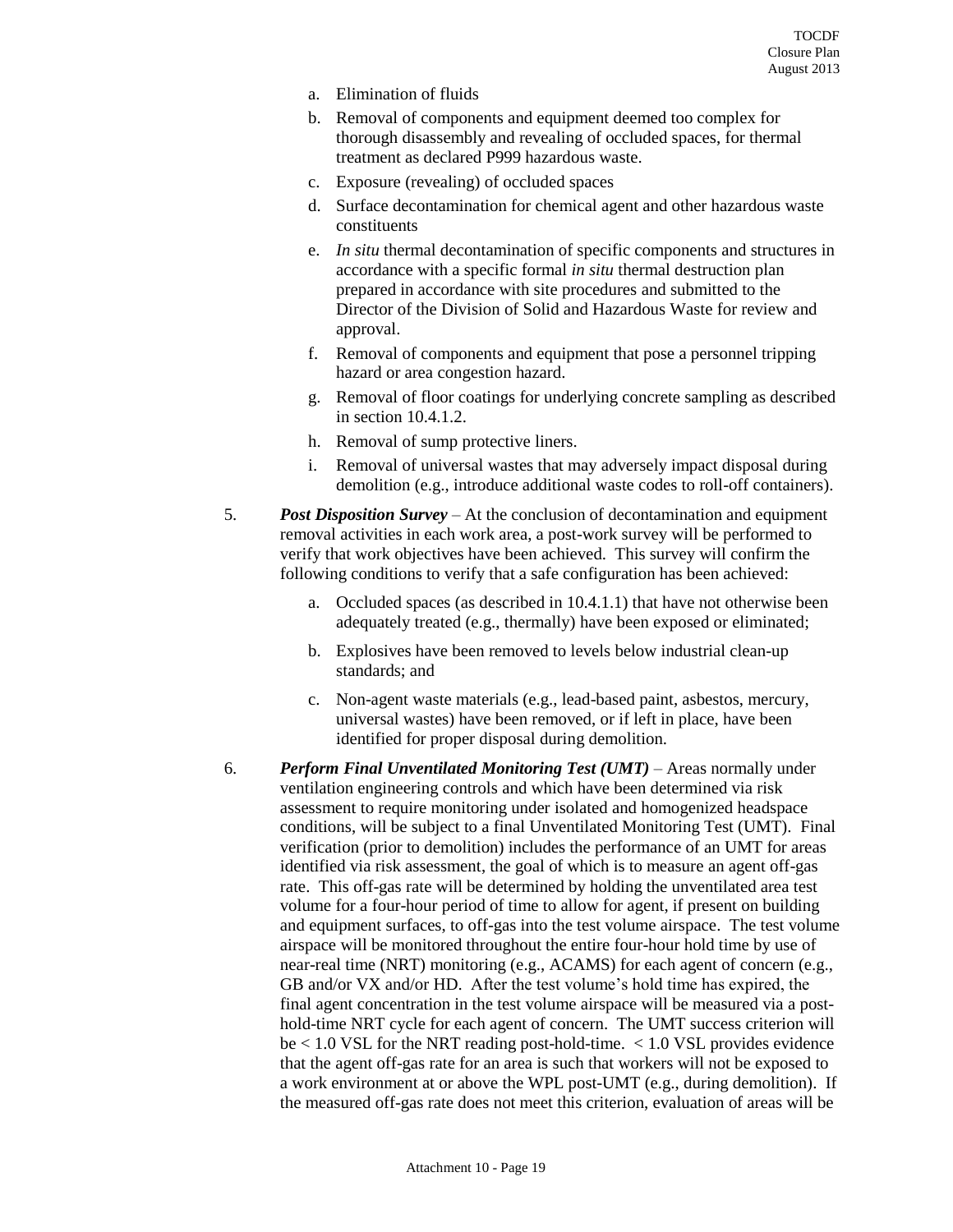a. Elimination of fluids
b. Removal of components and equipment deemed too complex for thorough disassembly and revealing of occluded spaces, for thermal treatment as declared P999 hazardous waste.
c. Exposure (revealing) of occluded spaces
d. Surface decontamination for chemical agent and other hazardous waste constituents
e. *In situ* thermal decontamination of specific components and structures in accordance with a specific formal *in situ* thermal destruction plan prepared in accordance with site procedures and submitted to the Director of the Division of Solid and Hazardous Waste for review and approval.
f. Removal of components and equipment that pose a personnel tripping hazard or area congestion hazard.
g. Removal of floor coatings for underlying concrete sampling as described in section 10.4.1.2.
h. Removal of sump protective liners.
i. Removal of universal wastes that may adversely impact disposal during demolition (e.g., introduce additional waste codes to roll-off containers).

5. ***Post Disposition Survey*** – At the conclusion of decontamination and equipment removal activities in each work area, a post-work survey will be performed to verify that work objectives have been achieved. This survey will confirm the following conditions to verify that a safe configuration has been achieved:

   a. Occluded spaces (as described in 10.4.1.1) that have not otherwise been adequately treated (e.g., thermally) have been exposed or eliminated;

   b. Explosives have been removed to levels below industrial clean-up standards; and

   c. Non-agent waste materials (e.g., lead-based paint, asbestos, mercury, universal wastes) have been removed, or if left in place, have been identified for proper disposal during demolition.

6. ***Perform Final Unventilated Monitoring Test (UMT)*** – Areas normally under ventilation engineering controls and which have been determined via risk assessment to require monitoring under isolated and homogenized headspace conditions, will be subject to a final Unventilated Monitoring Test (UMT). Final verification (prior to demolition) includes the performance of an UMT for areas identified via risk assessment, the goal of which is to measure an agent off-gas rate. This off-gas rate will be determined by holding the unventilated area test volume for a four-hour period of time to allow for agent, if present on building and equipment surfaces, to off-gas into the test volume airspace. The test volume airspace will be monitored throughout the entire four-hour hold time by use of near-real time (NRT) monitoring (e.g., ACAMS) for each agent of concern (e.g., GB and/or VX and/or HD. After the test volume's hold time has expired, the final agent concentration in the test volume airspace will be measured via a post-hold-time NRT cycle for each agent of concern. The UMT success criterion will be < 1.0 VSL for the NRT reading post-hold-time. < 1.0 VSL provides evidence that the agent off-gas rate for an area is such that workers will not be exposed to a work environment at or above the WPL post-UMT (e.g., during demolition). If the measured off-gas rate does not meet this criterion, evaluation of areas will be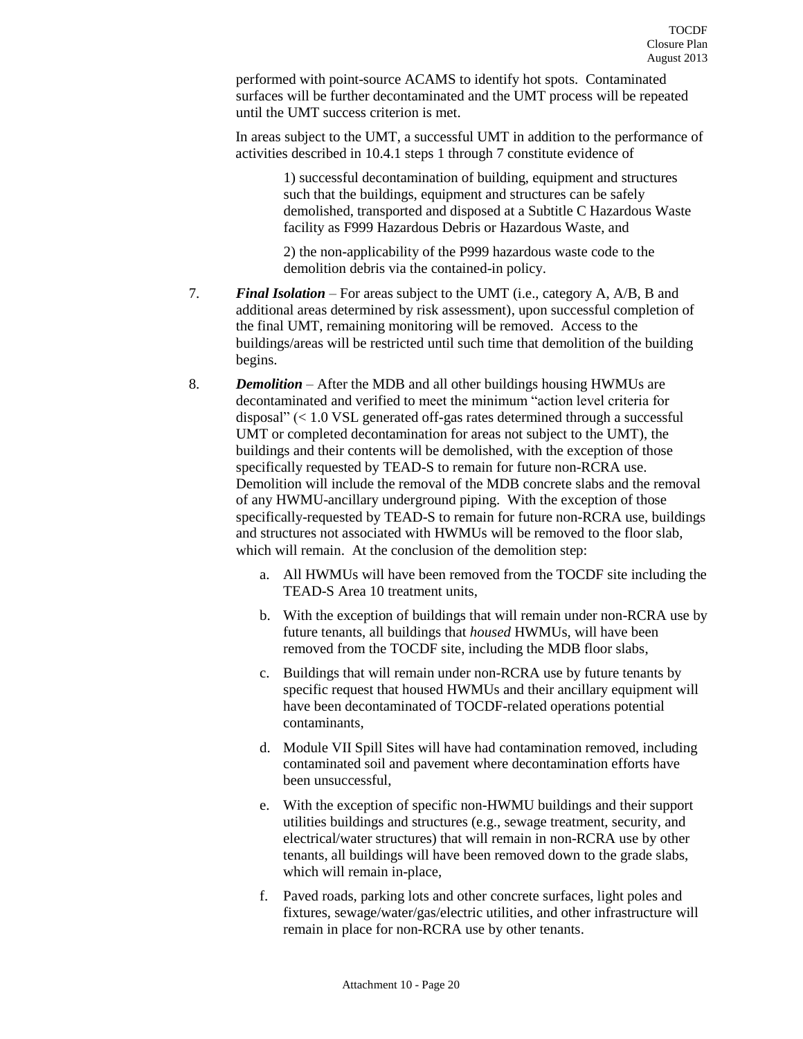performed with point-source ACAMS to identify hot spots. Contaminated surfaces will be further decontaminated and the UMT process will be repeated until the UMT success criterion is met.

In areas subject to the UMT, a successful UMT in addition to the performance of activities described in 10.4.1 steps 1 through 7 constitute evidence of

1) successful decontamination of building, equipment and structures such that the buildings, equipment and structures can be safely demolished, transported and disposed at a Subtitle C Hazardous Waste facility as F999 Hazardous Debris or Hazardous Waste, and

2) the non-applicability of the P999 hazardous waste code to the demolition debris via the contained-in policy.

7. ***Final Isolation*** – For areas subject to the UMT (i.e., category A, A/B, B and additional areas determined by risk assessment), upon successful completion of the final UMT, remaining monitoring will be removed. Access to the buildings/areas will be restricted until such time that demolition of the building begins.

8. ***Demolition*** – After the MDB and all other buildings housing HWMUs are decontaminated and verified to meet the minimum "action level criteria for disposal" (< 1.0 VSL generated off-gas rates determined through a successful UMT or completed decontamination for areas not subject to the UMT), the buildings and their contents will be demolished, with the exception of those specifically requested by TEAD-S to remain for future non-RCRA use. Demolition will include the removal of the MDB concrete slabs and the removal of any HWMU-ancillary underground piping. With the exception of those specifically-requested by TEAD-S to remain for future non-RCRA use, buildings and structures not associated with HWMUs will be removed to the floor slab, which will remain. At the conclusion of the demolition step:

   a. All HWMUs will have been removed from the TOCDF site including the TEAD-S Area 10 treatment units,

   b. With the exception of buildings that will remain under non-RCRA use by future tenants, all buildings that *housed* HWMUs, will have been removed from the TOCDF site, including the MDB floor slabs,

   c. Buildings that will remain under non-RCRA use by future tenants by specific request that housed HWMUs and their ancillary equipment will have been decontaminated of TOCDF-related operations potential contaminants,

   d. Module VII Spill Sites will have had contamination removed, including contaminated soil and pavement where decontamination efforts have been unsuccessful,

   e. With the exception of specific non-HWMU buildings and their support utilities buildings and structures (e.g., sewage treatment, security, and electrical/water structures) that will remain in non-RCRA use by other tenants, all buildings will have been removed down to the grade slabs, which will remain in-place,

   f. Paved roads, parking lots and other concrete surfaces, light poles and fixtures, sewage/water/gas/electric utilities, and other infrastructure will remain in place for non-RCRA use by other tenants.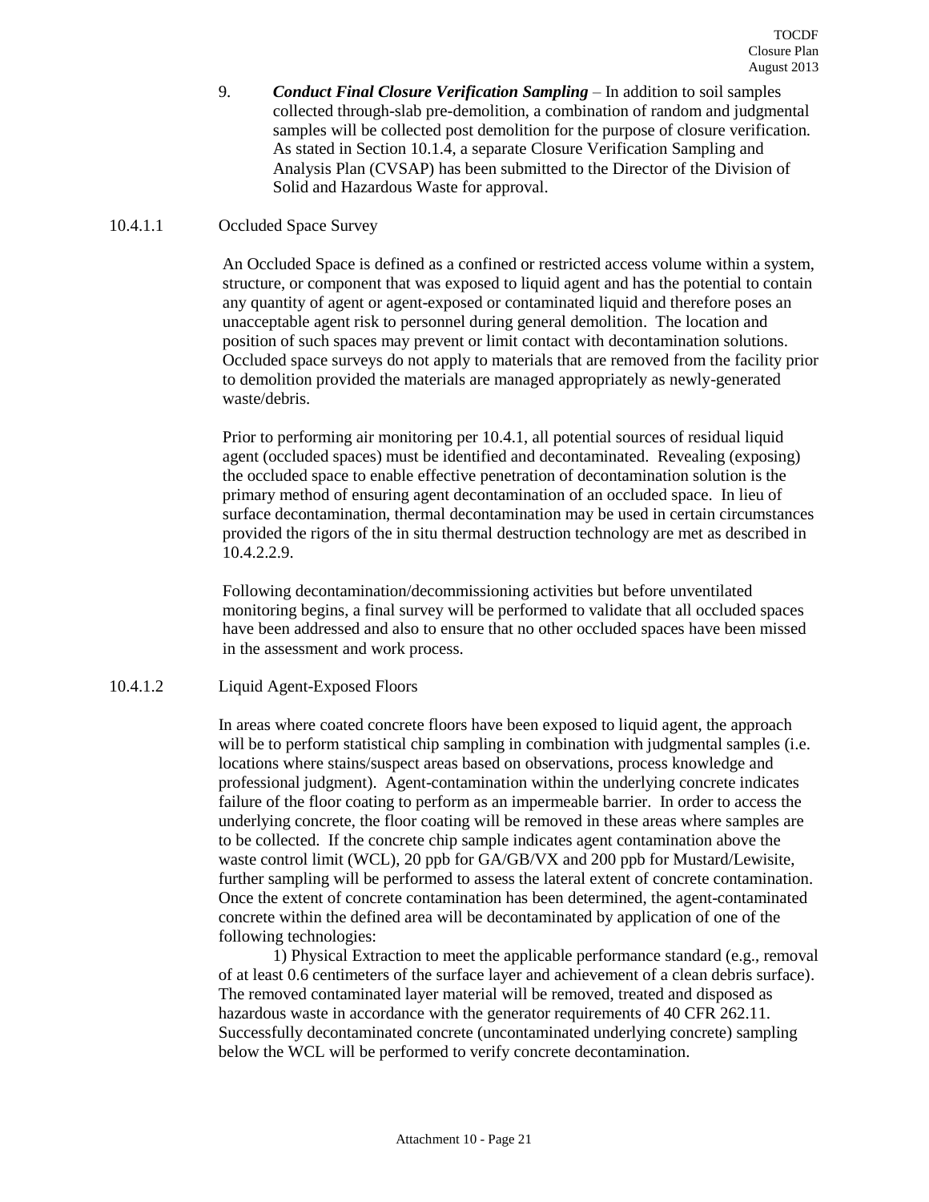9. ***Conduct Final Closure Verification Sampling*** – In addition to soil samples collected through-slab pre-demolition, a combination of random and judgmental samples will be collected post demolition for the purpose of closure verification. As stated in Section 10.1.4, a separate Closure Verification Sampling and Analysis Plan (CVSAP) has been submitted to the Director of the Division of Solid and Hazardous Waste for approval.

#### 10.4.1.1 Occluded Space Survey

An Occluded Space is defined as a confined or restricted access volume within a system, structure, or component that was exposed to liquid agent and has the potential to contain any quantity of agent or agent-exposed or contaminated liquid and therefore poses an unacceptable agent risk to personnel during general demolition. The location and position of such spaces may prevent or limit contact with decontamination solutions. Occluded space surveys do not apply to materials that are removed from the facility prior to demolition provided the materials are managed appropriately as newly-generated waste/debris.

Prior to performing air monitoring per 10.4.1, all potential sources of residual liquid agent (occluded spaces) must be identified and decontaminated. Revealing (exposing) the occluded space to enable effective penetration of decontamination solution is the primary method of ensuring agent decontamination of an occluded space. In lieu of surface decontamination, thermal decontamination may be used in certain circumstances provided the rigors of the in situ thermal destruction technology are met as described in 10.4.2.2.9.

Following decontamination/decommissioning activities but before unventilated monitoring begins, a final survey will be performed to validate that all occluded spaces have been addressed and also to ensure that no other occluded spaces have been missed in the assessment and work process.

#### 10.4.1.2 Liquid Agent-Exposed Floors

In areas where coated concrete floors have been exposed to liquid agent, the approach will be to perform statistical chip sampling in combination with judgmental samples (i.e. locations where stains/suspect areas based on observations, process knowledge and professional judgment). Agent-contamination within the underlying concrete indicates failure of the floor coating to perform as an impermeable barrier. In order to access the underlying concrete, the floor coating will be removed in these areas where samples are to be collected. If the concrete chip sample indicates agent contamination above the waste control limit (WCL), 20 ppb for GA/GB/VX and 200 ppb for Mustard/Lewisite, further sampling will be performed to assess the lateral extent of concrete contamination. Once the extent of concrete contamination has been determined, the agent-contaminated concrete within the defined area will be decontaminated by application of one of the following technologies:

1) Physical Extraction to meet the applicable performance standard (e.g., removal of at least 0.6 centimeters of the surface layer and achievement of a clean debris surface). The removed contaminated layer material will be removed, treated and disposed as hazardous waste in accordance with the generator requirements of 40 CFR 262.11. Successfully decontaminated concrete (uncontaminated underlying concrete) sampling below the WCL will be performed to verify concrete decontamination.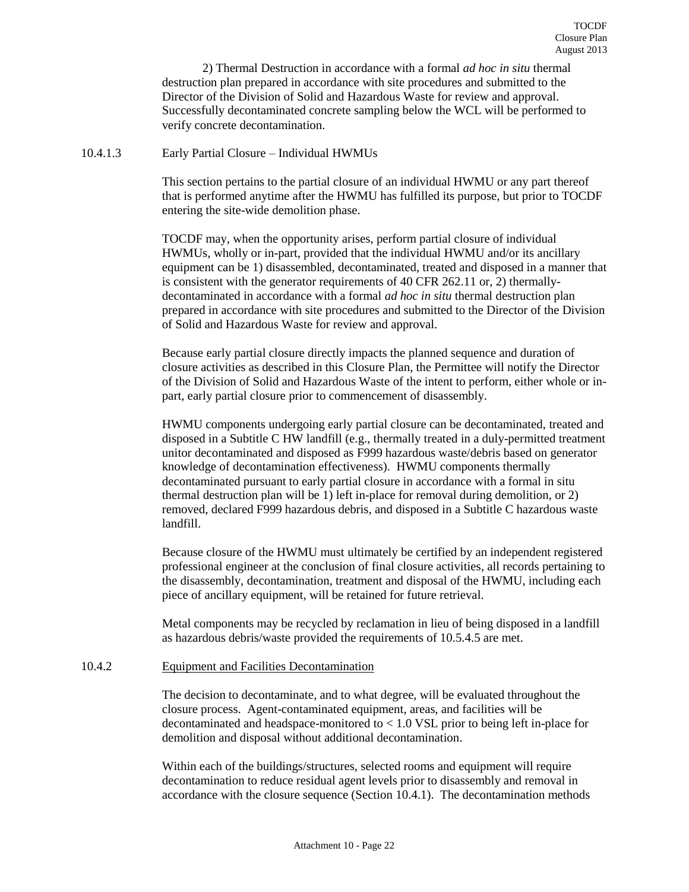2) Thermal Destruction in accordance with a formal *ad hoc in situ* thermal destruction plan prepared in accordance with site procedures and submitted to the Director of the Division of Solid and Hazardous Waste for review and approval. Successfully decontaminated concrete sampling below the WCL will be performed to verify concrete decontamination.

#### 10.4.1.3 Early Partial Closure – Individual HWMUs

This section pertains to the partial closure of an individual HWMU or any part thereof that is performed anytime after the HWMU has fulfilled its purpose, but prior to TOCDF entering the site-wide demolition phase.

TOCDF may, when the opportunity arises, perform partial closure of individual HWMUs, wholly or in-part, provided that the individual HWMU and/or its ancillary equipment can be 1) disassembled, decontaminated, treated and disposed in a manner that is consistent with the generator requirements of 40 CFR 262.11 or, 2) thermally-decontaminated in accordance with a formal *ad hoc in situ* thermal destruction plan prepared in accordance with site procedures and submitted to the Director of the Division of Solid and Hazardous Waste for review and approval.

Because early partial closure directly impacts the planned sequence and duration of closure activities as described in this Closure Plan, the Permittee will notify the Director of the Division of Solid and Hazardous Waste of the intent to perform, either whole or in-part, early partial closure prior to commencement of disassembly.

HWMU components undergoing early partial closure can be decontaminated, treated and disposed in a Subtitle C HW landfill (e.g., thermally treated in a duly-permitted treatment unitor decontaminated and disposed as F999 hazardous waste/debris based on generator knowledge of decontamination effectiveness). HWMU components thermally decontaminated pursuant to early partial closure in accordance with a formal in situ thermal destruction plan will be 1) left in-place for removal during demolition, or 2) removed, declared F999 hazardous debris, and disposed in a Subtitle C hazardous waste landfill.

Because closure of the HWMU must ultimately be certified by an independent registered professional engineer at the conclusion of final closure activities, all records pertaining to the disassembly, decontamination, treatment and disposal of the HWMU, including each piece of ancillary equipment, will be retained for future retrieval.

Metal components may be recycled by reclamation in lieu of being disposed in a landfill as hazardous debris/waste provided the requirements of 10.5.4.5 are met.

### 10.4.2 Equipment and Facilities Decontamination

The decision to decontaminate, and to what degree, will be evaluated throughout the closure process. Agent-contaminated equipment, areas, and facilities will be decontaminated and headspace-monitored to < 1.0 VSL prior to being left in-place for demolition and disposal without additional decontamination.

Within each of the buildings/structures, selected rooms and equipment will require decontamination to reduce residual agent levels prior to disassembly and removal in accordance with the closure sequence (Section 10.4.1). The decontamination methods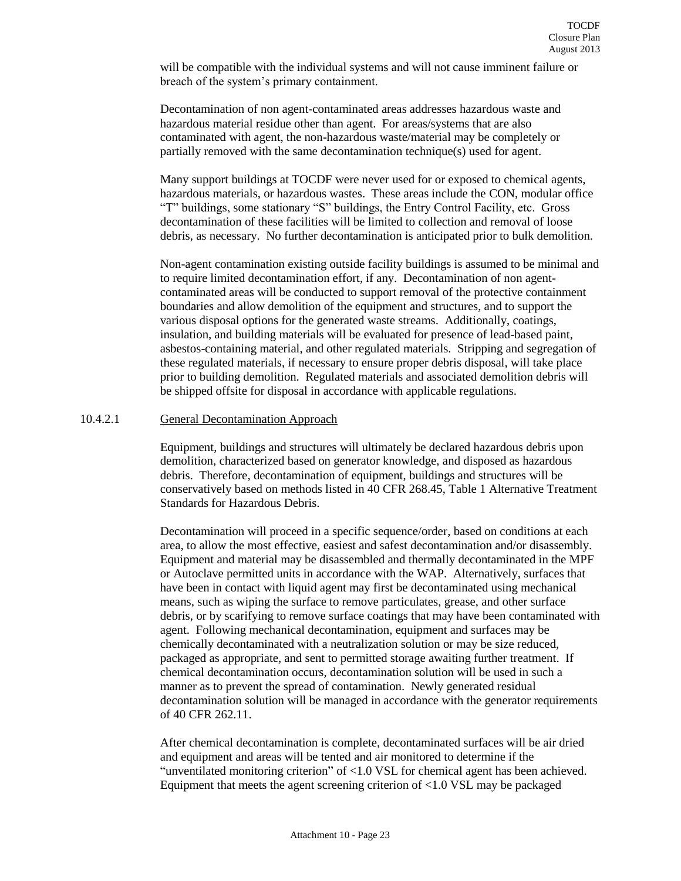will be compatible with the individual systems and will not cause imminent failure or breach of the system's primary containment.

Decontamination of non agent-contaminated areas addresses hazardous waste and hazardous material residue other than agent. For areas/systems that are also contaminated with agent, the non-hazardous waste/material may be completely or partially removed with the same decontamination technique(s) used for agent.

Many support buildings at TOCDF were never used for or exposed to chemical agents, hazardous materials, or hazardous wastes. These areas include the CON, modular office "T" buildings, some stationary "S" buildings, the Entry Control Facility, etc. Gross decontamination of these facilities will be limited to collection and removal of loose debris, as necessary. No further decontamination is anticipated prior to bulk demolition.

Non-agent contamination existing outside facility buildings is assumed to be minimal and to require limited decontamination effort, if any. Decontamination of non agent-contaminated areas will be conducted to support removal of the protective containment boundaries and allow demolition of the equipment and structures, and to support the various disposal options for the generated waste streams. Additionally, coatings, insulation, and building materials will be evaluated for presence of lead-based paint, asbestos-containing material, and other regulated materials. Stripping and segregation of these regulated materials, if necessary to ensure proper debris disposal, will take place prior to building demolition. Regulated materials and associated demolition debris will be shipped offsite for disposal in accordance with applicable regulations.

#### 10.4.2.1 General Decontamination Approach

Equipment, buildings and structures will ultimately be declared hazardous debris upon demolition, characterized based on generator knowledge, and disposed as hazardous debris. Therefore, decontamination of equipment, buildings and structures will be conservatively based on methods listed in 40 CFR 268.45, Table 1 Alternative Treatment Standards for Hazardous Debris.

Decontamination will proceed in a specific sequence/order, based on conditions at each area, to allow the most effective, easiest and safest decontamination and/or disassembly. Equipment and material may be disassembled and thermally decontaminated in the MPF or Autoclave permitted units in accordance with the WAP. Alternatively, surfaces that have been in contact with liquid agent may first be decontaminated using mechanical means, such as wiping the surface to remove particulates, grease, and other surface debris, or by scarifying to remove surface coatings that may have been contaminated with agent. Following mechanical decontamination, equipment and surfaces may be chemically decontaminated with a neutralization solution or may be size reduced, packaged as appropriate, and sent to permitted storage awaiting further treatment. If chemical decontamination occurs, decontamination solution will be used in such a manner as to prevent the spread of contamination. Newly generated residual decontamination solution will be managed in accordance with the generator requirements of 40 CFR 262.11.

After chemical decontamination is complete, decontaminated surfaces will be air dried and equipment and areas will be tented and air monitored to determine if the "unventilated monitoring criterion" of <1.0 VSL for chemical agent has been achieved. Equipment that meets the agent screening criterion of <1.0 VSL may be packaged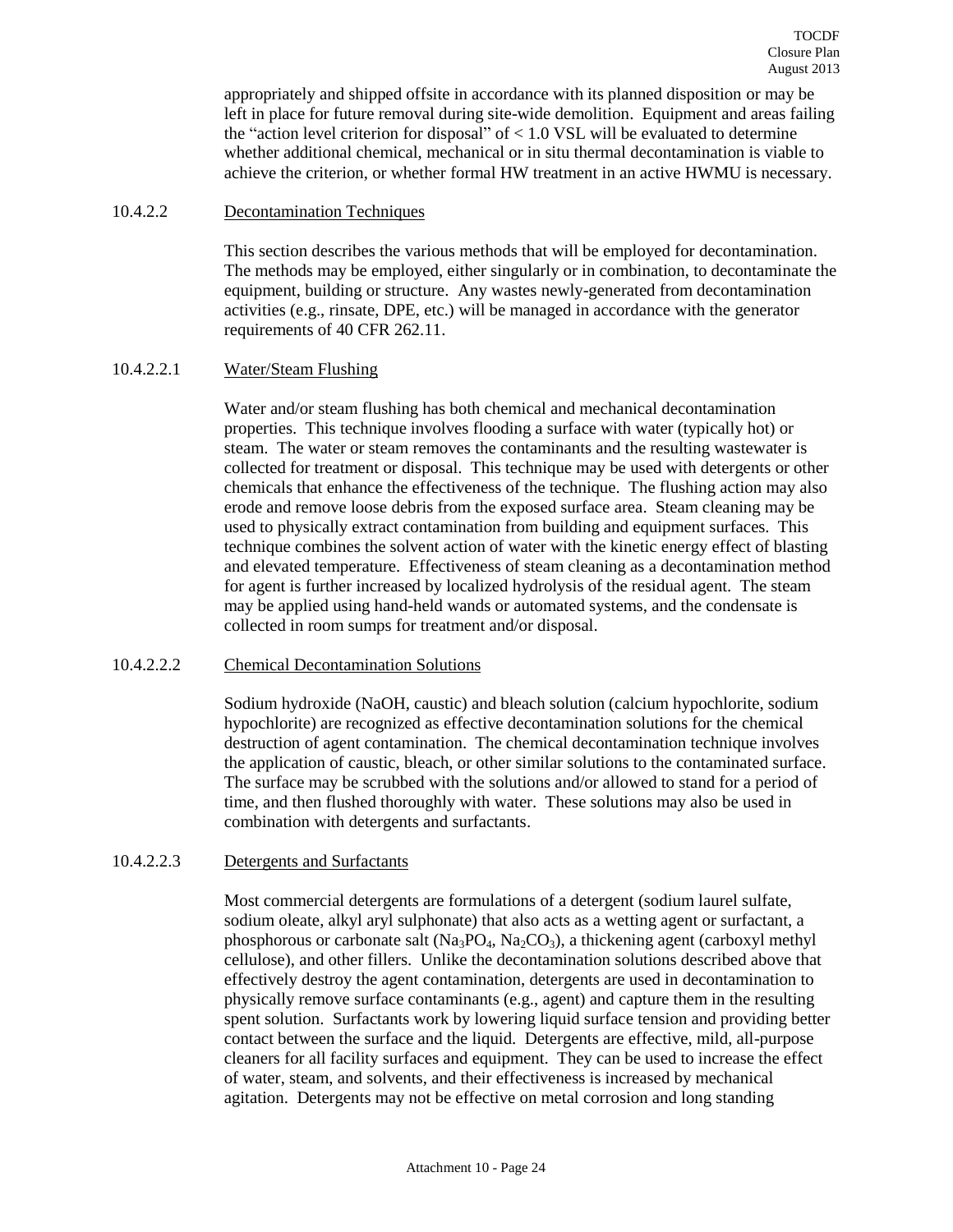appropriately and shipped offsite in accordance with its planned disposition or may be left in place for future removal during site-wide demolition. Equipment and areas failing the "action level criterion for disposal" of < 1.0 VSL will be evaluated to determine whether additional chemical, mechanical or in situ thermal decontamination is viable to achieve the criterion, or whether formal HW treatment in an active HWMU is necessary.

#### 10.4.2.2 Decontamination Techniques

This section describes the various methods that will be employed for decontamination. The methods may be employed, either singularly or in combination, to decontaminate the equipment, building or structure. Any wastes newly-generated from decontamination activities (e.g., rinsate, DPE, etc.) will be managed in accordance with the generator requirements of 40 CFR 262.11.

##### 10.4.2.2.1 Water/Steam Flushing

Water and/or steam flushing has both chemical and mechanical decontamination properties. This technique involves flooding a surface with water (typically hot) or steam. The water or steam removes the contaminants and the resulting wastewater is collected for treatment or disposal. This technique may be used with detergents or other chemicals that enhance the effectiveness of the technique. The flushing action may also erode and remove loose debris from the exposed surface area. Steam cleaning may be used to physically extract contamination from building and equipment surfaces. This technique combines the solvent action of water with the kinetic energy effect of blasting and elevated temperature. Effectiveness of steam cleaning as a decontamination method for agent is further increased by localized hydrolysis of the residual agent. The steam may be applied using hand-held wands or automated systems, and the condensate is collected in room sumps for treatment and/or disposal.

##### 10.4.2.2.2 Chemical Decontamination Solutions

Sodium hydroxide (NaOH, caustic) and bleach solution (calcium hypochlorite, sodium hypochlorite) are recognized as effective decontamination solutions for the chemical destruction of agent contamination. The chemical decontamination technique involves the application of caustic, bleach, or other similar solutions to the contaminated surface. The surface may be scrubbed with the solutions and/or allowed to stand for a period of time, and then flushed thoroughly with water. These solutions may also be used in combination with detergents and surfactants.

##### 10.4.2.2.3 Detergents and Surfactants

Most commercial detergents are formulations of a detergent (sodium laurel sulfate, sodium oleate, alkyl aryl sulphonate) that also acts as a wetting agent or surfactant, a phosphorous or carbonate salt ($Na_3PO_4$, $Na_2CO_3$), a thickening agent (carboxyl methyl cellulose), and other fillers. Unlike the decontamination solutions described above that effectively destroy the agent contamination, detergents are used in decontamination to physically remove surface contaminants (e.g., agent) and capture them in the resulting spent solution. Surfactants work by lowering liquid surface tension and providing better contact between the surface and the liquid. Detergents are effective, mild, all-purpose cleaners for all facility surfaces and equipment. They can be used to increase the effect of water, steam, and solvents, and their effectiveness is increased by mechanical agitation. Detergents may not be effective on metal corrosion and long standing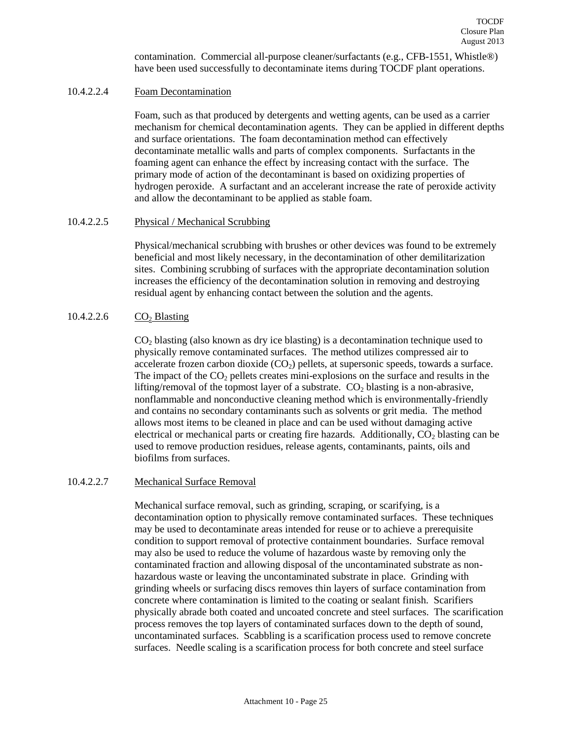contamination. Commercial all-purpose cleaner/surfactants (e.g., CFB-1551, Whistle®) have been used successfully to decontaminate items during TOCDF plant operations.

#### 10.4.2.2.4 Foam Decontamination

Foam, such as that produced by detergents and wetting agents, can be used as a carrier mechanism for chemical decontamination agents. They can be applied in different depths and surface orientations. The foam decontamination method can effectively decontaminate metallic walls and parts of complex components. Surfactants in the foaming agent can enhance the effect by increasing contact with the surface. The primary mode of action of the decontaminant is based on oxidizing properties of hydrogen peroxide. A surfactant and an accelerant increase the rate of peroxide activity and allow the decontaminant to be applied as stable foam.

#### 10.4.2.2.5 Physical / Mechanical Scrubbing

Physical/mechanical scrubbing with brushes or other devices was found to be extremely beneficial and most likely necessary, in the decontamination of other demilitarization sites. Combining scrubbing of surfaces with the appropriate decontamination solution increases the efficiency of the decontamination solution in removing and destroying residual agent by enhancing contact between the solution and the agents.

#### 10.4.2.2.6 $CO_2$ Blasting

$CO_2$ blasting (also known as dry ice blasting) is a decontamination technique used to physically remove contaminated surfaces. The method utilizes compressed air to accelerate frozen carbon dioxide ($CO_2$) pellets, at supersonic speeds, towards a surface. The impact of the $CO_2$ pellets creates mini-explosions on the surface and results in the lifting/removal of the topmost layer of a substrate. $CO_2$ blasting is a non-abrasive, nonflammable and nonconductive cleaning method which is environmentally-friendly and contains no secondary contaminants such as solvents or grit media. The method allows most items to be cleaned in place and can be used without damaging active electrical or mechanical parts or creating fire hazards. Additionally, $CO_2$ blasting can be used to remove production residues, release agents, contaminants, paints, oils and biofilms from surfaces.

#### 10.4.2.2.7 Mechanical Surface Removal

Mechanical surface removal, such as grinding, scraping, or scarifying, is a decontamination option to physically remove contaminated surfaces. These techniques may be used to decontaminate areas intended for reuse or to achieve a prerequisite condition to support removal of protective containment boundaries. Surface removal may also be used to reduce the volume of hazardous waste by removing only the contaminated fraction and allowing disposal of the uncontaminated substrate as non-hazardous waste or leaving the uncontaminated substrate in place. Grinding with grinding wheels or surfacing discs removes thin layers of surface contamination from concrete where contamination is limited to the coating or sealant finish. Scarifiers physically abrade both coated and uncoated concrete and steel surfaces. The scarification process removes the top layers of contaminated surfaces down to the depth of sound, uncontaminated surfaces. Scabbling is a scarification process used to remove concrete surfaces. Needle scaling is a scarification process for both concrete and steel surface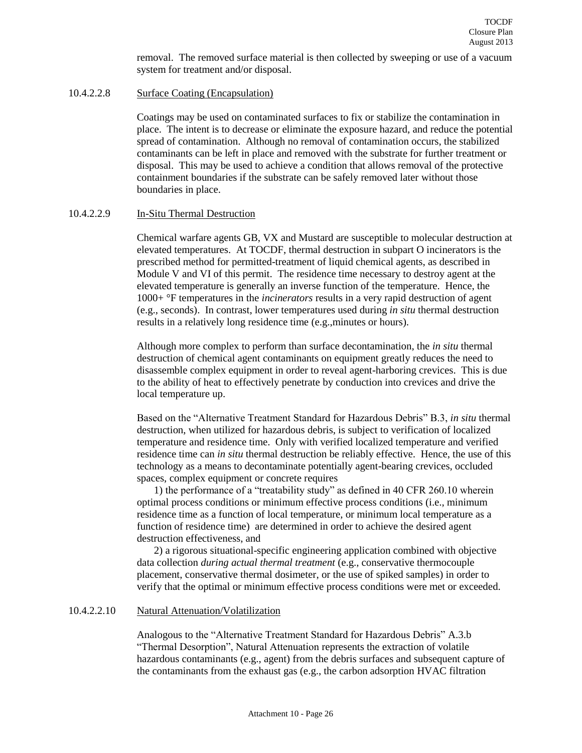removal. The removed surface material is then collected by sweeping or use of a vacuum system for treatment and/or disposal.

#### 10.4.2.2.8 Surface Coating (Encapsulation)

Coatings may be used on contaminated surfaces to fix or stabilize the contamination in place. The intent is to decrease or eliminate the exposure hazard, and reduce the potential spread of contamination. Although no removal of contamination occurs, the stabilized contaminants can be left in place and removed with the substrate for further treatment or disposal. This may be used to achieve a condition that allows removal of the protective containment boundaries if the substrate can be safely removed later without those boundaries in place.

#### 10.4.2.2.9 In-Situ Thermal Destruction

Chemical warfare agents GB, VX and Mustard are susceptible to molecular destruction at elevated temperatures. At TOCDF, thermal destruction in subpart O incinerators is the prescribed method for permitted-treatment of liquid chemical agents, as described in Module V and VI of this permit. The residence time necessary to destroy agent at the elevated temperature is generally an inverse function of the temperature. Hence, the 1000+ °F temperatures in the *incinerators* results in a very rapid destruction of agent (e.g., seconds). In contrast, lower temperatures used during *in situ* thermal destruction results in a relatively long residence time (e.g.,minutes or hours).

Although more complex to perform than surface decontamination, the *in situ* thermal destruction of chemical agent contaminants on equipment greatly reduces the need to disassemble complex equipment in order to reveal agent-harboring crevices. This is due to the ability of heat to effectively penetrate by conduction into crevices and drive the local temperature up.

Based on the "Alternative Treatment Standard for Hazardous Debris" B.3, *in situ* thermal destruction, when utilized for hazardous debris, is subject to verification of localized temperature and residence time. Only with verified localized temperature and verified residence time can *in situ* thermal destruction be reliably effective. Hence, the use of this technology as a means to decontaminate potentially agent-bearing crevices, occluded spaces, complex equipment or concrete requires

1) the performance of a "treatability study" as defined in 40 CFR 260.10 wherein optimal process conditions or minimum effective process conditions (i.e., minimum residence time as a function of local temperature, or minimum local temperature as a function of residence time) are determined in order to achieve the desired agent destruction effectiveness, and

2) a rigorous situational-specific engineering application combined with objective data collection *during actual thermal treatment* (e.g., conservative thermocouple placement, conservative thermal dosimeter, or the use of spiked samples) in order to verify that the optimal or minimum effective process conditions were met or exceeded.

#### 10.4.2.2.10 Natural Attenuation/Volatilization

Analogous to the "Alternative Treatment Standard for Hazardous Debris" A.3.b "Thermal Desorption", Natural Attenuation represents the extraction of volatile hazardous contaminants (e.g., agent) from the debris surfaces and subsequent capture of the contaminants from the exhaust gas (e.g., the carbon adsorption HVAC filtration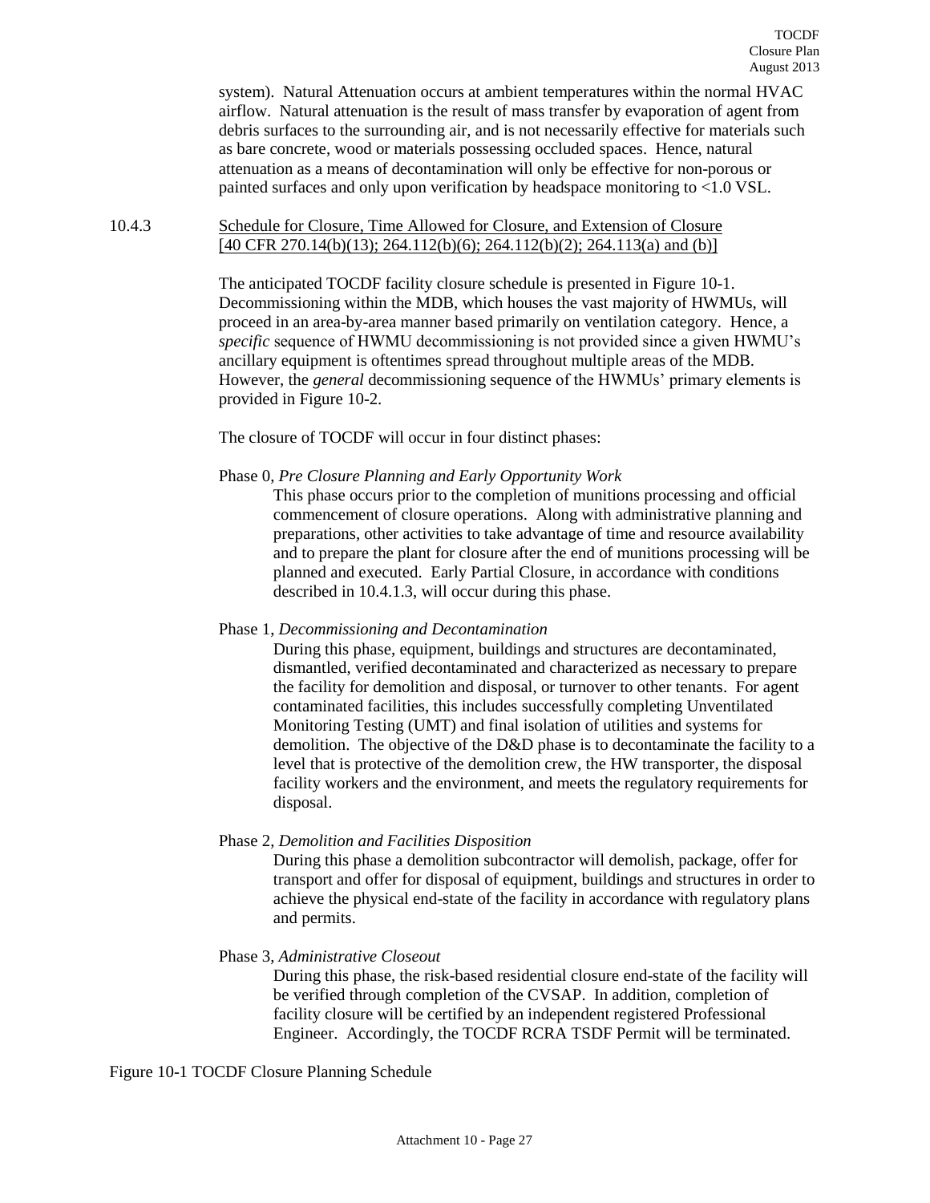system). Natural Attenuation occurs at ambient temperatures within the normal HVAC airflow. Natural attenuation is the result of mass transfer by evaporation of agent from debris surfaces to the surrounding air, and is not necessarily effective for materials such as bare concrete, wood or materials possessing occluded spaces. Hence, natural attenuation as a means of decontamination will only be effective for non-porous or painted surfaces and only upon verification by headspace monitoring to <1.0 VSL.

### 10.4.3 Schedule for Closure, Time Allowed for Closure, and Extension of Closure [40 CFR 270.14(b)(13); 264.112(b)(6); 264.112(b)(2); 264.113(a) and (b)]

The anticipated TOCDF facility closure schedule is presented in Figure 10-1. Decommissioning within the MDB, which houses the vast majority of HWMUs, will proceed in an area-by-area manner based primarily on ventilation category. Hence, a *specific* sequence of HWMU decommissioning is not provided since a given HWMU's ancillary equipment is oftentimes spread throughout multiple areas of the MDB. However, the *general* decommissioning sequence of the HWMUs' primary elements is provided in Figure 10-2.

The closure of TOCDF will occur in four distinct phases:

Phase 0, *Pre Closure Planning and Early Opportunity Work*

This phase occurs prior to the completion of munitions processing and official commencement of closure operations. Along with administrative planning and preparations, other activities to take advantage of time and resource availability and to prepare the plant for closure after the end of munitions processing will be planned and executed. Early Partial Closure, in accordance with conditions described in 10.4.1.3, will occur during this phase.

Phase 1, *Decommissioning and Decontamination*

During this phase, equipment, buildings and structures are decontaminated, dismantled, verified decontaminated and characterized as necessary to prepare the facility for demolition and disposal, or turnover to other tenants. For agent contaminated facilities, this includes successfully completing Unventilated Monitoring Testing (UMT) and final isolation of utilities and systems for demolition. The objective of the D&D phase is to decontaminate the facility to a level that is protective of the demolition crew, the HW transporter, the disposal facility workers and the environment, and meets the regulatory requirements for disposal.

Phase 2, *Demolition and Facilities Disposition*

During this phase a demolition subcontractor will demolish, package, offer for transport and offer for disposal of equipment, buildings and structures in order to achieve the physical end-state of the facility in accordance with regulatory plans and permits.

Phase 3, *Administrative Closeout*

During this phase, the risk-based residential closure end-state of the facility will be verified through completion of the CVSAP. In addition, completion of facility closure will be certified by an independent registered Professional Engineer. Accordingly, the TOCDF RCRA TSDF Permit will be terminated.

Figure 10-1 TOCDF Closure Planning Schedule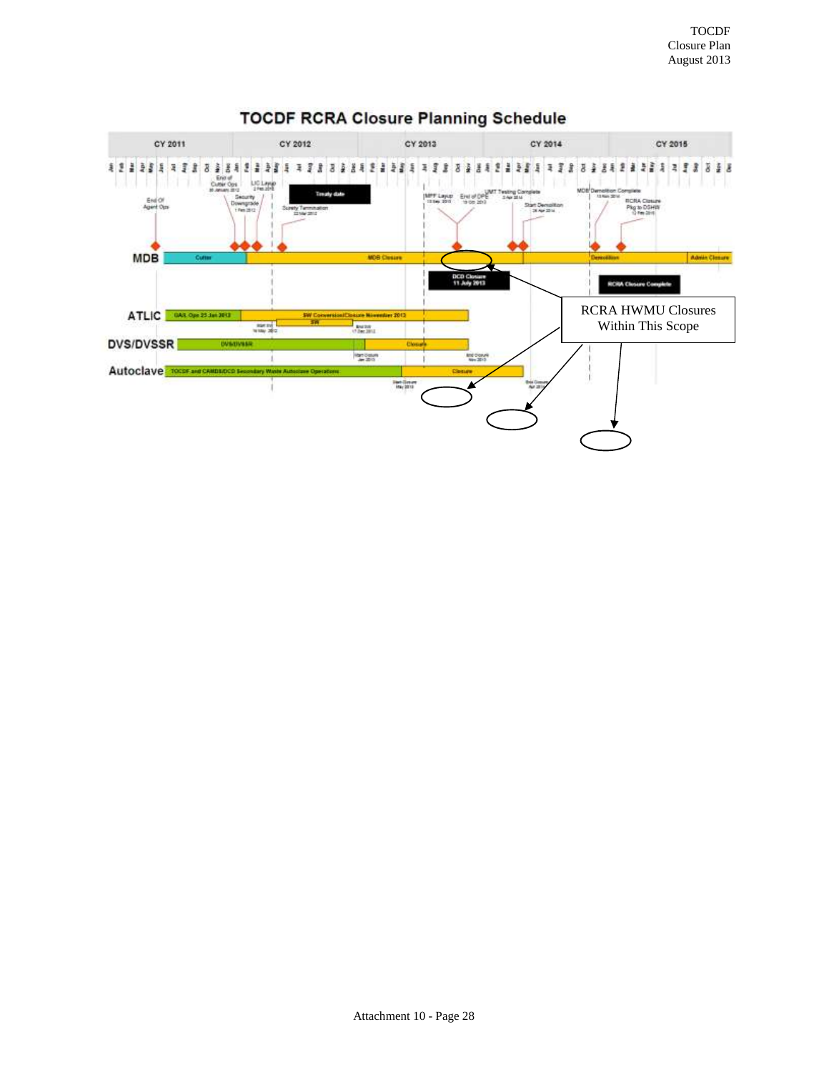# TOCDF RCRA Closure Planning Schedule

CY 2011 | CY 2012 | CY 2013 | CY 2014 | CY 2015

**MDB**: Cutter | MDB Closure | Demolition | Admin Closure

- End Of Agent Ops
- End of Cutter Ops 26 January 2012
- Security Downgrade 1 Feb 2012
- LIC Layup 2 Feb 2012
- Treaty date
- Surety Termination 22 Mar 2012
- MPF Layup 13 Sep 2013
- End of DPE 19 Oct 2013
- UMT Testing Complete 3 Apr 2014
- Start Demolition 24 Apr 2014
- MDB Demolition Complete 15 Nov 2014
- RCRA Closure Pkg to DSHW 13 Feb 2015
- DCD Closure 11 July 2013
- RCRA Closure Complete

**ATLIC**: GA/L Ops 23 Jan 2012 | SW Conversion/Closure November 2013 | SW (Start SW 16 May 2012; End SW 17 Dec 2012)

**DVS/DVSSR**: DVS/DVSSR | Closure (Start Closure Jan 2013; End Closure Nov 2013)

**Autoclave**: TOCDF and CAMDS/DCD Secondary Waste Autoclave Operations | Closure (Start Closure May 2013; End Closure Apr 2014)

RCRA HWMU Closures Within This Scope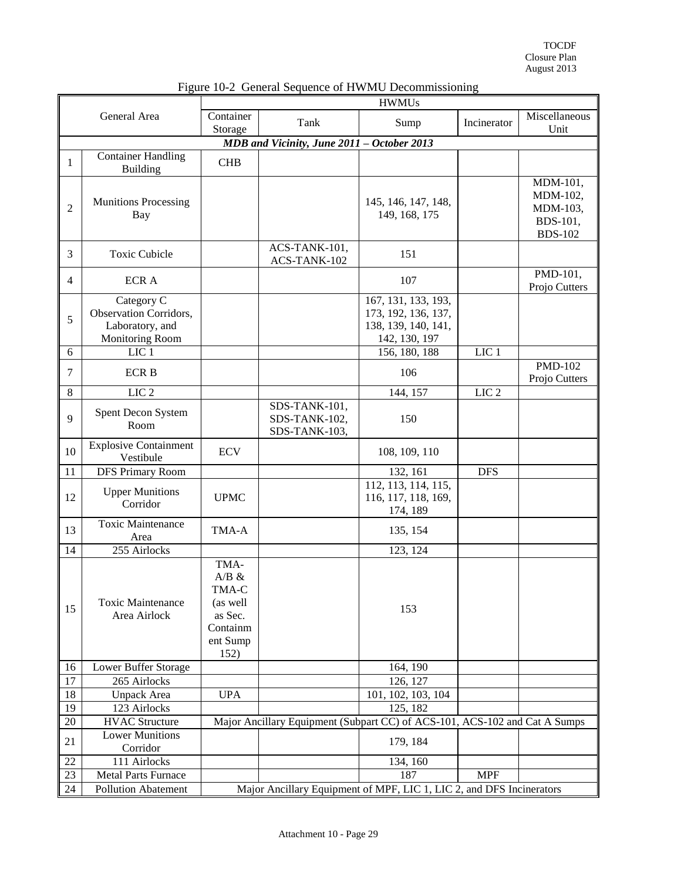Figure 10-2 General Sequence of HWMU Decommissioning

| | General Area | Container Storage | Tank | Sump | Incinerator | Miscellaneous Unit |
|---|---|---|---|---|---|---|
| | | HWMUs | | | | |
| ***MDB and Vicinity, June 2011 – October 2013*** | | | | | | |
| 1 | Container Handling Building | CHB | | | | |
| 2 | Munitions Processing Bay | | | 145, 146, 147, 148, 149, 168, 175 | | MDM-101, MDM-102, MDM-103, BDS-101, BDS-102 |
| 3 | Toxic Cubicle | | ACS-TANK-101, ACS-TANK-102 | 151 | | |
| 4 | ECR A | | | 107 | | PMD-101, Projo Cutters |
| 5 | Category C Observation Corridors, Laboratory, and Monitoring Room | | | 167, 131, 133, 193, 173, 192, 136, 137, 138, 139, 140, 141, 142, 130, 197 | | |
| 6 | LIC 1 | | | 156, 180, 188 | LIC 1 | |
| 7 | ECR B | | | 106 | | PMD-102 Projo Cutters |
| 8 | LIC 2 | | | 144, 157 | LIC 2 | |
| 9 | Spent Decon System Room | | SDS-TANK-101, SDS-TANK-102, SDS-TANK-103, | 150 | | |
| 10 | Explosive Containment Vestibule | ECV | | 108, 109, 110 | | |
| 11 | DFS Primary Room | | | 132, 161 | DFS | |
| 12 | Upper Munitions Corridor | UPMC | | 112, 113, 114, 115, 116, 117, 118, 169, 174, 189 | | |
| 13 | Toxic Maintenance Area | TMA-A | | 135, 154 | | |
| 14 | 255 Airlocks | | | 123, 124 | | |
| 15 | Toxic Maintenance Area Airlock | TMA-A/B & TMA-C (as well as Sec. Containment Sump 152) | | 153 | | |
| 16 | Lower Buffer Storage | | | 164, 190 | | |
| 17 | 265 Airlocks | | | 126, 127 | | |
| 18 | Unpack Area | UPA | | 101, 102, 103, 104 | | |
| 19 | 123 Airlocks | | | 125, 182 | | |
| 20 | HVAC Structure | Major Ancillary Equipment (Subpart CC) of ACS-101, ACS-102 and Cat A Sumps | | | | |
| 21 | Lower Munitions Corridor | | | 179, 184 | | |
| 22 | 111 Airlocks | | | 134, 160 | | |
| 23 | Metal Parts Furnace | | | 187 | MPF | |
| 24 | Pollution Abatement | Major Ancillary Equipment of MPF, LIC 1, LIC 2, and DFS Incinerators | | | | |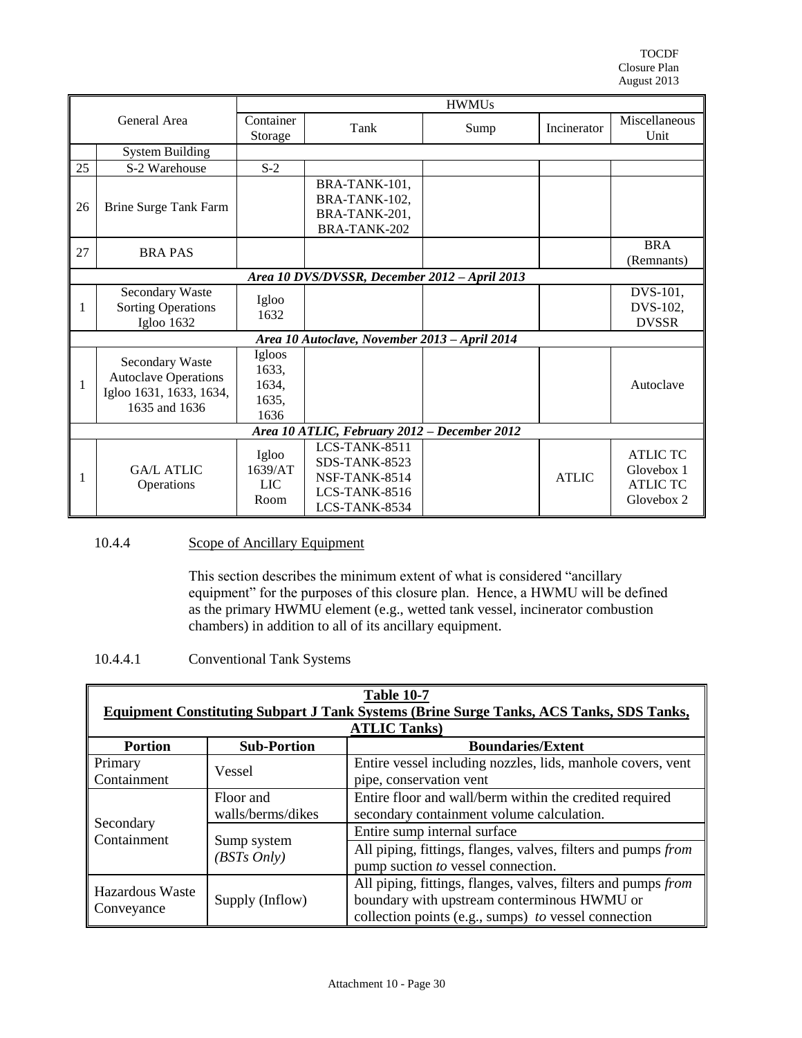| | General Area | HWMUs | | | | |
|---|---|---|---|---|---|---|
| | | Container Storage | Tank | Sump | Incinerator | Miscellaneous Unit |
| | System Building | | | | | |
| 25 | S-2 Warehouse | S-2 | | | | |
| 26 | Brine Surge Tank Farm | | BRA-TANK-101, BRA-TANK-102, BRA-TANK-201, BRA-TANK-202 | | | |
| 27 | BRA PAS | | | | | BRA (Remnants) |
| ***Area 10 DVS/DVSSR, December 2012 – April 2013*** | | | | | | |
| 1 | Secondary Waste Sorting Operations Igloo 1632 | Igloo 1632 | | | | DVS-101, DVS-102, DVSSR |
| ***Area 10 Autoclave, November 2013 – April 2014*** | | | | | | |
| 1 | Secondary Waste Autoclave Operations Igloo 1631, 1633, 1634, 1635 and 1636 | Igloos 1633, 1634, 1635, 1636 | | | | Autoclave |
| ***Area 10 ATLIC, February 2012 – December 2012*** | | | | | | |
| 1 | GA/L ATLIC Operations | Igloo 1639/AT LIC Room | LCS-TANK-8511 SDS-TANK-8523 NSF-TANK-8514 LCS-TANK-8516 LCS-TANK-8534 | | ATLIC | ATLIC TC Glovebox 1 ATLIC TC Glovebox 2 |

#### 10.4.4 Scope of Ancillary Equipment

This section describes the minimum extent of what is considered "ancillary equipment" for the purposes of this closure plan. Hence, a HWMU will be defined as the primary HWMU element (e.g., wetted tank vessel, incinerator combustion chambers) in addition to all of its ancillary equipment.

##### 10.4.4.1 Conventional Tank Systems

**Table 10-7**
**Equipment Constituting Subpart J Tank Systems (Brine Surge Tanks, ACS Tanks, SDS Tanks, ATLIC Tanks)**

| Portion | Sub-Portion | Boundaries/Extent |
|---|---|---|
| Primary Containment | Vessel | Entire vessel including nozzles, lids, manhole covers, vent pipe, conservation vent |
| Secondary Containment | Floor and walls/berms/dikes | Entire floor and wall/berm within the credited required secondary containment volume calculation. |
| | Sump system *(BSTs Only)* | Entire sump internal surface |
| | | All piping, fittings, flanges, valves, filters and pumps *from* pump suction *to* vessel connection. |
| Hazardous Waste Conveyance | Supply (Inflow) | All piping, fittings, flanges, valves, filters and pumps *from* boundary with upstream conterminous HWMU or collection points (e.g., sumps) *to* vessel connection |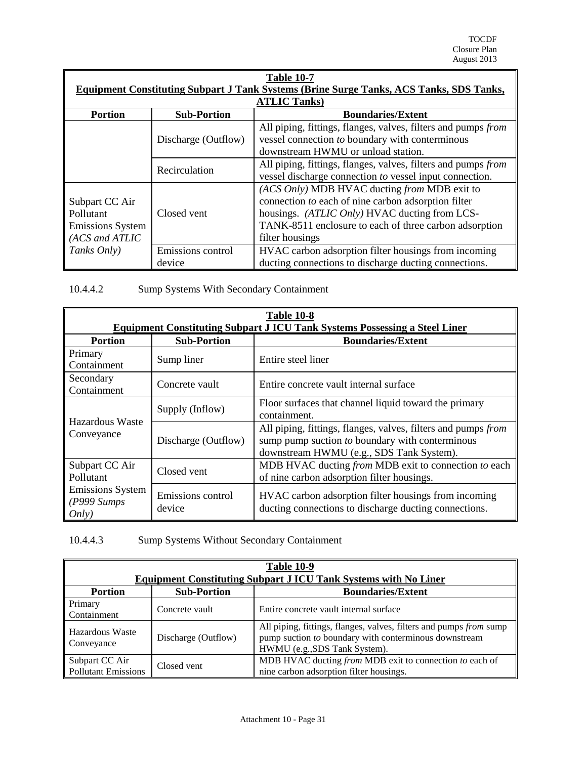| **Table 10-7**<br>**Equipment Constituting Subpart J Tank Systems (Brine Surge Tanks, ACS Tanks, SDS Tanks, ATLIC Tanks)** | | |
|---|---|---|
| **Portion** | **Sub-Portion** | **Boundaries/Extent** |
| | Discharge (Outflow) | All piping, fittings, flanges, valves, filters and pumps *from* vessel connection *to* boundary with conterminous downstream HWMU or unload station. |
| | Recirculation | All piping, fittings, flanges, valves, filters and pumps *from* vessel discharge connection *to* vessel input connection. |
| Subpart CC Air Pollutant Emissions System *(ACS and ATLIC Tanks Only)* | Closed vent | *(ACS Only)* MDB HVAC ducting *from* MDB exit to connection *to* each of nine carbon adsorption filter housings. *(ATLIC Only)* HVAC ducting from LCS-TANK-8511 enclosure to each of three carbon adsorption filter housings |
| | Emissions control device | HVAC carbon adsorption filter housings from incoming ducting connections to discharge ducting connections. |

10.4.4.2 Sump Systems With Secondary Containment

| **Table 10-8**<br>**Equipment Constituting Subpart J ICU Tank Systems Possessing a Steel Liner** | | |
|---|---|---|
| **Portion** | **Sub-Portion** | **Boundaries/Extent** |
| Primary Containment | Sump liner | Entire steel liner |
| Secondary Containment | Concrete vault | Entire concrete vault internal surface |
| Hazardous Waste Conveyance | Supply (Inflow) | Floor surfaces that channel liquid toward the primary containment. |
| | Discharge (Outflow) | All piping, fittings, flanges, valves, filters and pumps *from* sump pump suction *to* boundary with conterminous downstream HWMU (e.g., SDS Tank System). |
| Subpart CC Air Pollutant Emissions System *(P999 Sumps Only)* | Closed vent | MDB HVAC ducting *from* MDB exit to connection *to* each of nine carbon adsorption filter housings. |
| | Emissions control device | HVAC carbon adsorption filter housings from incoming ducting connections to discharge ducting connections. |

10.4.4.3 Sump Systems Without Secondary Containment

| **Table 10-9**<br>**Equipment Constituting Subpart J ICU Tank Systems with No Liner** | | |
|---|---|---|
| **Portion** | **Sub-Portion** | **Boundaries/Extent** |
| Primary Containment | Concrete vault | Entire concrete vault internal surface |
| Hazardous Waste Conveyance | Discharge (Outflow) | All piping, fittings, flanges, valves, filters and pumps *from* sump pump suction *to* boundary with conterminous downstream HWMU (e.g.,SDS Tank System). |
| Subpart CC Air Pollutant Emissions | Closed vent | MDB HVAC ducting *from* MDB exit to connection *to* each of nine carbon adsorption filter housings. |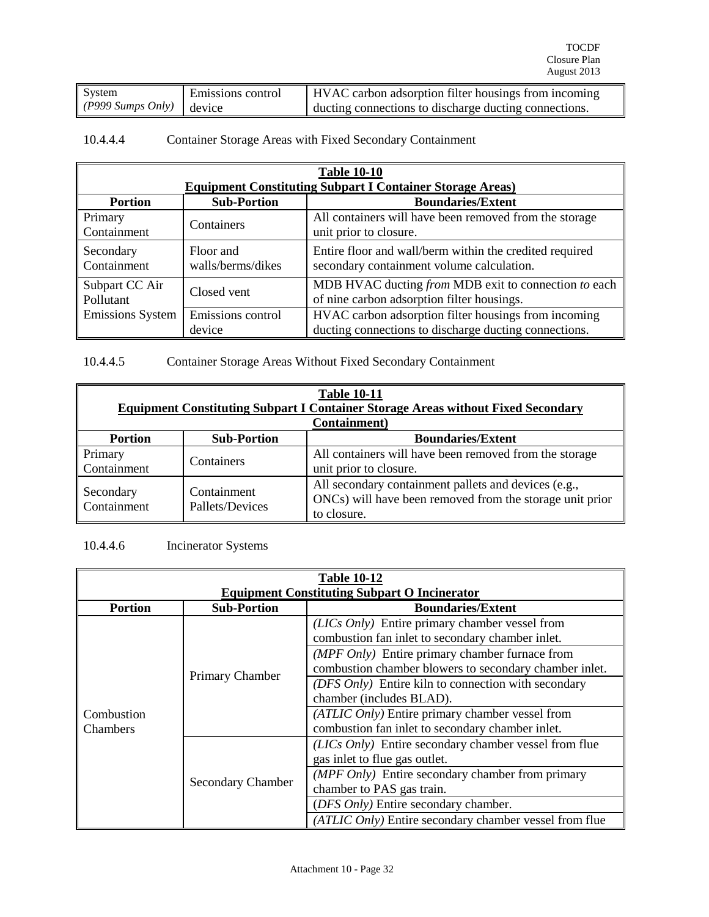| System *(P999 Sumps Only)* | Emissions control device | HVAC carbon adsorption filter housings from incoming ducting connections to discharge ducting connections. |
|---|---|---|

10.4.4.4 Container Storage Areas with Fixed Secondary Containment

**Table 10-10**
**Equipment Constituting Subpart I Container Storage Areas)**

| Portion | Sub-Portion | Boundaries/Extent |
|---|---|---|
| Primary Containment | Containers | All containers will have been removed from the storage unit prior to closure. |
| Secondary Containment | Floor and walls/berms/dikes | Entire floor and wall/berm within the credited required secondary containment volume calculation. |
| Subpart CC Air Pollutant Emissions System | Closed vent | MDB HVAC ducting *from* MDB exit to connection *to* each of nine carbon adsorption filter housings. |
| | Emissions control device | HVAC carbon adsorption filter housings from incoming ducting connections to discharge ducting connections. |

10.4.4.5 Container Storage Areas Without Fixed Secondary Containment

**Table 10-11**
**Equipment Constituting Subpart I Container Storage Areas without Fixed Secondary Containment)**

| Portion | Sub-Portion | Boundaries/Extent |
|---|---|---|
| Primary Containment | Containers | All containers will have been removed from the storage unit prior to closure. |
| Secondary Containment | Containment Pallets/Devices | All secondary containment pallets and devices (e.g., ONCs) will have been removed from the storage unit prior to closure. |

10.4.4.6 Incinerator Systems

**Table 10-12**
**Equipment Constituting Subpart O Incinerator**

| Portion | Sub-Portion | Boundaries/Extent |
|---|---|---|
| Combustion Chambers | Primary Chamber | *(LICs Only)* Entire primary chamber vessel from combustion fan inlet to secondary chamber inlet. |
| | | *(MPF Only)* Entire primary chamber furnace from combustion chamber blowers to secondary chamber inlet. |
| | | *(DFS Only)* Entire kiln to connection with secondary chamber (includes BLAD). |
| | | *(ATLIC Only)* Entire primary chamber vessel from combustion fan inlet to secondary chamber inlet. |
| | Secondary Chamber | *(LICs Only)* Entire secondary chamber vessel from flue gas inlet to flue gas outlet. |
| | | *(MPF Only)* Entire secondary chamber from primary chamber to PAS gas train. |
| | | (*DFS Only)* Entire secondary chamber. |
| | | *(ATLIC Only)* Entire secondary chamber vessel from flue |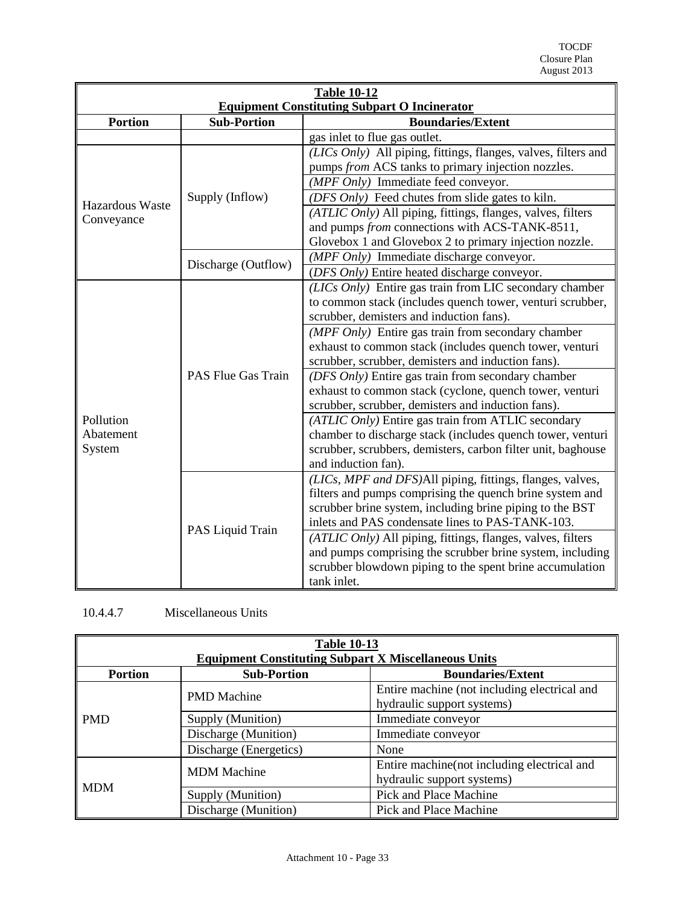| **Table 10-12** **Equipment Constituting Subpart O Incinerator** | | |
|---|---|---|
| **Portion** | **Sub-Portion** | **Boundaries/Extent** |
| | | gas inlet to flue gas outlet. |
| Hazardous Waste Conveyance | Supply (Inflow) | *(LICs Only)* All piping, fittings, flanges, valves, filters and pumps *from* ACS tanks to primary injection nozzles. |
| | | *(MPF Only)* Immediate feed conveyor. |
| | | *(DFS Only)* Feed chutes from slide gates to kiln. |
| | | *(ATLIC Only)* All piping, fittings, flanges, valves, filters and pumps *from* connections with ACS-TANK-8511, Glovebox 1 and Glovebox 2 to primary injection nozzle. |
| | Discharge (Outflow) | *(MPF Only)* Immediate discharge conveyor. |
| | | *(DFS Only)* Entire heated discharge conveyor. |
| Pollution Abatement System | PAS Flue Gas Train | *(LICs Only)* Entire gas train from LIC secondary chamber to common stack (includes quench tower, venturi scrubber, scrubber, demisters and induction fans). |
| | | *(MPF Only)* Entire gas train from secondary chamber exhaust to common stack (includes quench tower, venturi scrubber, scrubber, demisters and induction fans). |
| | | *(DFS Only)* Entire gas train from secondary chamber exhaust to common stack (cyclone, quench tower, venturi scrubber, scrubber, demisters and induction fans). |
| | | *(ATLIC Only)* Entire gas train from ATLIC secondary chamber to discharge stack (includes quench tower, venturi scrubber, scrubbers, demisters, carbon filter unit, baghouse and induction fan). |
| | PAS Liquid Train | *(LICs, MPF and DFS)*All piping, fittings, flanges, valves, filters and pumps comprising the quench brine system and scrubber brine system, including brine piping to the BST inlets and PAS condensate lines to PAS-TANK-103. |
| | | *(ATLIC Only)* All piping, fittings, flanges, valves, filters and pumps comprising the scrubber brine system, including scrubber blowdown piping to the spent brine accumulation tank inlet. |

10.4.4.7 Miscellaneous Units

| **Table 10-13** **Equipment Constituting Subpart X Miscellaneous Units** | | |
|---|---|---|
| **Portion** | **Sub-Portion** | **Boundaries/Extent** |
| PMD | PMD Machine | Entire machine (not including electrical and hydraulic support systems) |
| | Supply (Munition) | Immediate conveyor |
| | Discharge (Munition) | Immediate conveyor |
| | Discharge (Energetics) | None |
| MDM | MDM Machine | Entire machine(not including electrical and hydraulic support systems) |
| | Supply (Munition) | Pick and Place Machine |
| | Discharge (Munition) | Pick and Place Machine |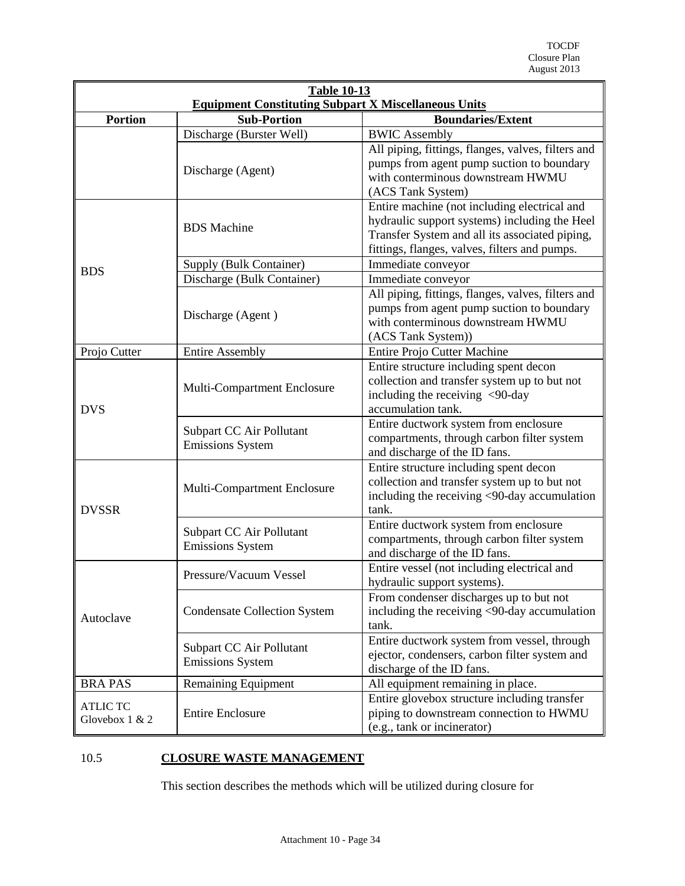| Table 10-13 Equipment Constituting Subpart X Miscellaneous Units | | |
|---|---|---|
| **Portion** | **Sub-Portion** | **Boundaries/Extent** |
| | Discharge (Burster Well) | BWIC Assembly |
| | Discharge (Agent) | All piping, fittings, flanges, valves, filters and pumps from agent pump suction to boundary with conterminous downstream HWMU (ACS Tank System) |
| BDS | BDS Machine | Entire machine (not including electrical and hydraulic support systems) including the Heel Transfer System and all its associated piping, fittings, flanges, valves, filters and pumps. |
| | Supply (Bulk Container) | Immediate conveyor |
| | Discharge (Bulk Container) | Immediate conveyor |
| | Discharge (Agent ) | All piping, fittings, flanges, valves, filters and pumps from agent pump suction to boundary with conterminous downstream HWMU (ACS Tank System)) |
| Projo Cutter | Entire Assembly | Entire Projo Cutter Machine |
| DVS | Multi-Compartment Enclosure | Entire structure including spent decon collection and transfer system up to but not including the receiving <90-day accumulation tank. |
| | Subpart CC Air Pollutant Emissions System | Entire ductwork system from enclosure compartments, through carbon filter system and discharge of the ID fans. |
| DVSSR | Multi-Compartment Enclosure | Entire structure including spent decon collection and transfer system up to but not including the receiving <90-day accumulation tank. |
| | Subpart CC Air Pollutant Emissions System | Entire ductwork system from enclosure compartments, through carbon filter system and discharge of the ID fans. |
| Autoclave | Pressure/Vacuum Vessel | Entire vessel (not including electrical and hydraulic support systems). |
| | Condensate Collection System | From condenser discharges up to but not including the receiving <90-day accumulation tank. |
| | Subpart CC Air Pollutant Emissions System | Entire ductwork system from vessel, through ejector, condensers, carbon filter system and discharge of the ID fans. |
| BRA PAS | Remaining Equipment | All equipment remaining in place. |
| ATLIC TC Glovebox 1 & 2 | Entire Enclosure | Entire glovebox structure including transfer piping to downstream connection to HWMU (e.g., tank or incinerator) |

## 10.5 CLOSURE WASTE MANAGEMENT

This section describes the methods which will be utilized during closure for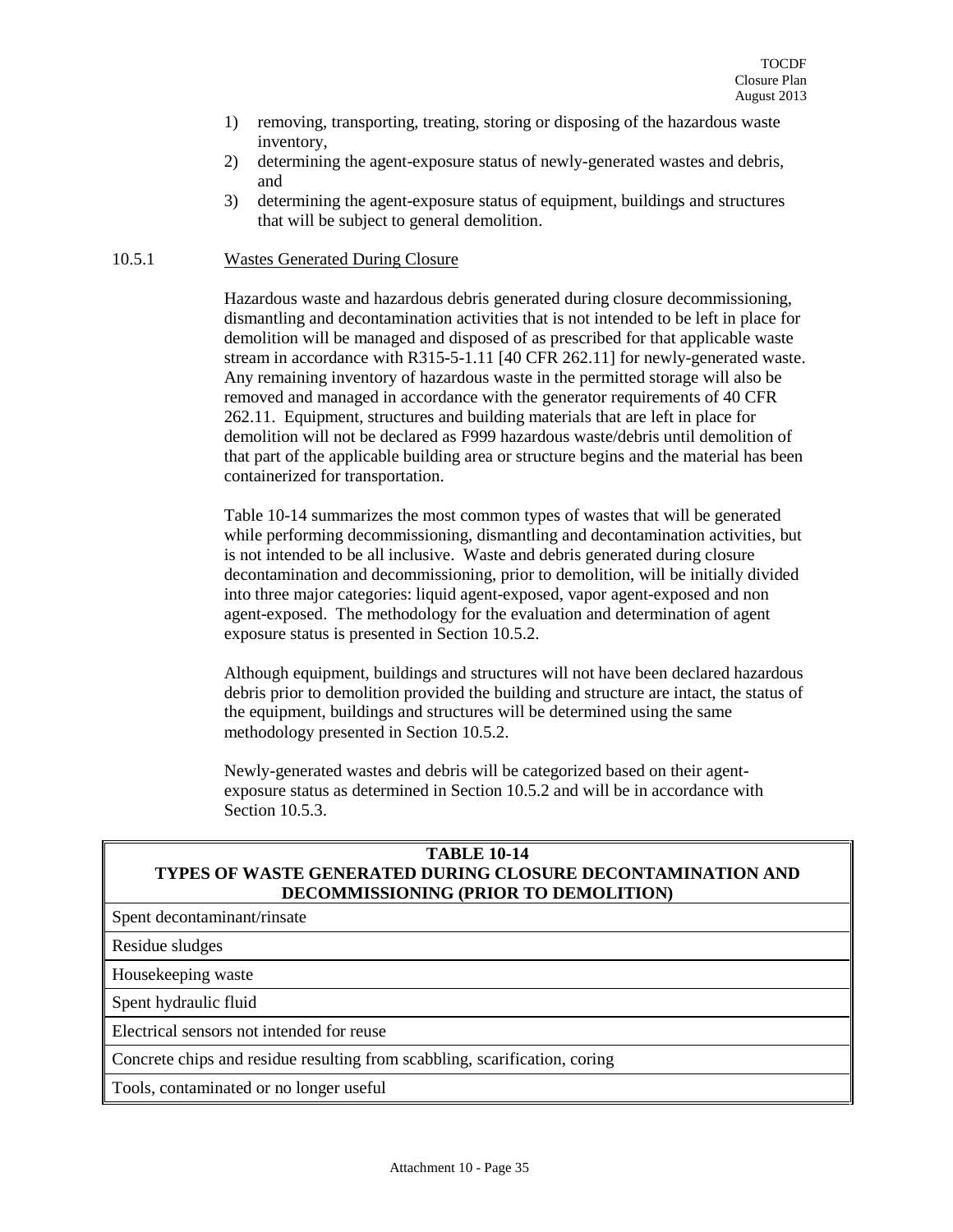1) removing, transporting, treating, storing or disposing of the hazardous waste inventory,
2) determining the agent-exposure status of newly-generated wastes and debris, and
3) determining the agent-exposure status of equipment, buildings and structures that will be subject to general demolition.

### 10.5.1 Wastes Generated During Closure

Hazardous waste and hazardous debris generated during closure decommissioning, dismantling and decontamination activities that is not intended to be left in place for demolition will be managed and disposed of as prescribed for that applicable waste stream in accordance with R315-5-1.11 [40 CFR 262.11] for newly-generated waste. Any remaining inventory of hazardous waste in the permitted storage will also be removed and managed in accordance with the generator requirements of 40 CFR 262.11. Equipment, structures and building materials that are left in place for demolition will not be declared as F999 hazardous waste/debris until demolition of that part of the applicable building area or structure begins and the material has been containerized for transportation.

Table 10-14 summarizes the most common types of wastes that will be generated while performing decommissioning, dismantling and decontamination activities, but is not intended to be all inclusive. Waste and debris generated during closure decontamination and decommissioning, prior to demolition, will be initially divided into three major categories: liquid agent-exposed, vapor agent-exposed and non agent-exposed. The methodology for the evaluation and determination of agent exposure status is presented in Section 10.5.2.

Although equipment, buildings and structures will not have been declared hazardous debris prior to demolition provided the building and structure are intact, the status of the equipment, buildings and structures will be determined using the same methodology presented in Section 10.5.2.

Newly-generated wastes and debris will be categorized based on their agent-exposure status as determined in Section 10.5.2 and will be in accordance with Section 10.5.3.

| TABLE 10-14<br>TYPES OF WASTE GENERATED DURING CLOSURE DECONTAMINATION AND DECOMMISSIONING (PRIOR TO DEMOLITION) |
|---|
| Spent decontaminant/rinsate |
| Residue sludges |
| Housekeeping waste |
| Spent hydraulic fluid |
| Electrical sensors not intended for reuse |
| Concrete chips and residue resulting from scabbling, scarification, coring |
| Tools, contaminated or no longer useful |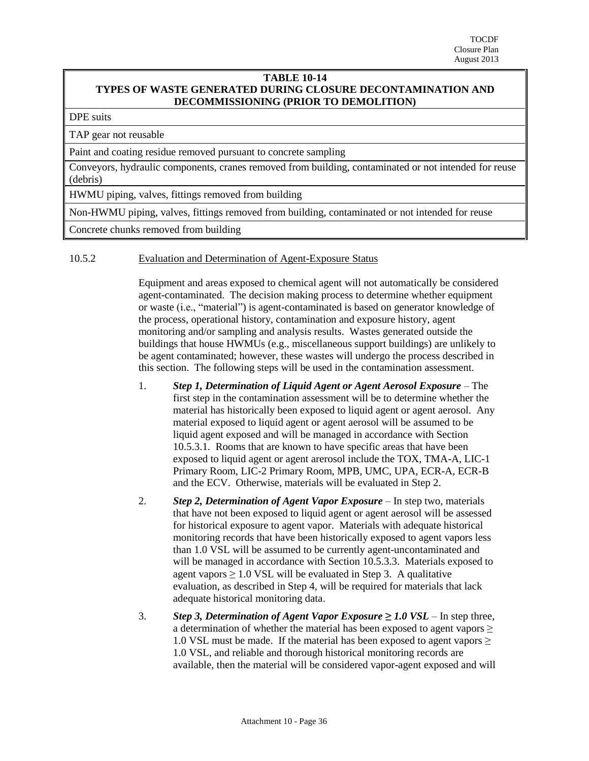| TABLE 10-14 TYPES OF WASTE GENERATED DURING CLOSURE DECONTAMINATION AND DECOMMISSIONING (PRIOR TO DEMOLITION) |
|---|
| DPE suits |
| TAP gear not reusable |
| Paint and coating residue removed pursuant to concrete sampling |
| Conveyors, hydraulic components, cranes removed from building, contaminated or not intended for reuse (debris) |
| HWMU piping, valves, fittings removed from building |
| Non-HWMU piping, valves, fittings removed from building, contaminated or not intended for reuse |
| Concrete chunks removed from building |

### 10.5.2 Evaluation and Determination of Agent-Exposure Status

Equipment and areas exposed to chemical agent will not automatically be considered agent-contaminated. The decision making process to determine whether equipment or waste (i.e., "material") is agent-contaminated is based on generator knowledge of the process, operational history, contamination and exposure history, agent monitoring and/or sampling and analysis results. Wastes generated outside the buildings that house HWMUs (e.g., miscellaneous support buildings) are unlikely to be agent contaminated; however, these wastes will undergo the process described in this section. The following steps will be used in the contamination assessment.

1. ***Step 1, Determination of Liquid Agent or Agent Aerosol Exposure*** – The first step in the contamination assessment will be to determine whether the material has historically been exposed to liquid agent or agent aerosol. Any material exposed to liquid agent or agent aerosol will be assumed to be liquid agent exposed and will be managed in accordance with Section 10.5.3.1. Rooms that are known to have specific areas that have been exposed to liquid agent or agent arerosol include the TOX, TMA-A, LIC-1 Primary Room, LIC-2 Primary Room, MPB, UMC, UPA, ECR-A, ECR-B and the ECV. Otherwise, materials will be evaluated in Step 2.
2. ***Step 2, Determination of Agent Vapor Exposure*** – In step two, materials that have not been exposed to liquid agent or agent aerosol will be assessed for historical exposure to agent vapor. Materials with adequate historical monitoring records that have been historically exposed to agent vapors less than 1.0 VSL will be assumed to be currently agent-uncontaminated and will be managed in accordance with Section 10.5.3.3. Materials exposed to agent vapors $\geq$ 1.0 VSL will be evaluated in Step 3. A qualitative evaluation, as described in Step 4, will be required for materials that lack adequate historical monitoring data.
3. ***Step 3, Determination of Agent Vapor Exposure $\geq$ 1.0 VSL*** – In step three, a determination of whether the material has been exposed to agent vapors $\geq$ 1.0 VSL must be made. If the material has been exposed to agent vapors $\geq$ 1.0 VSL, and reliable and thorough historical monitoring records are available, then the material will be considered vapor-agent exposed and will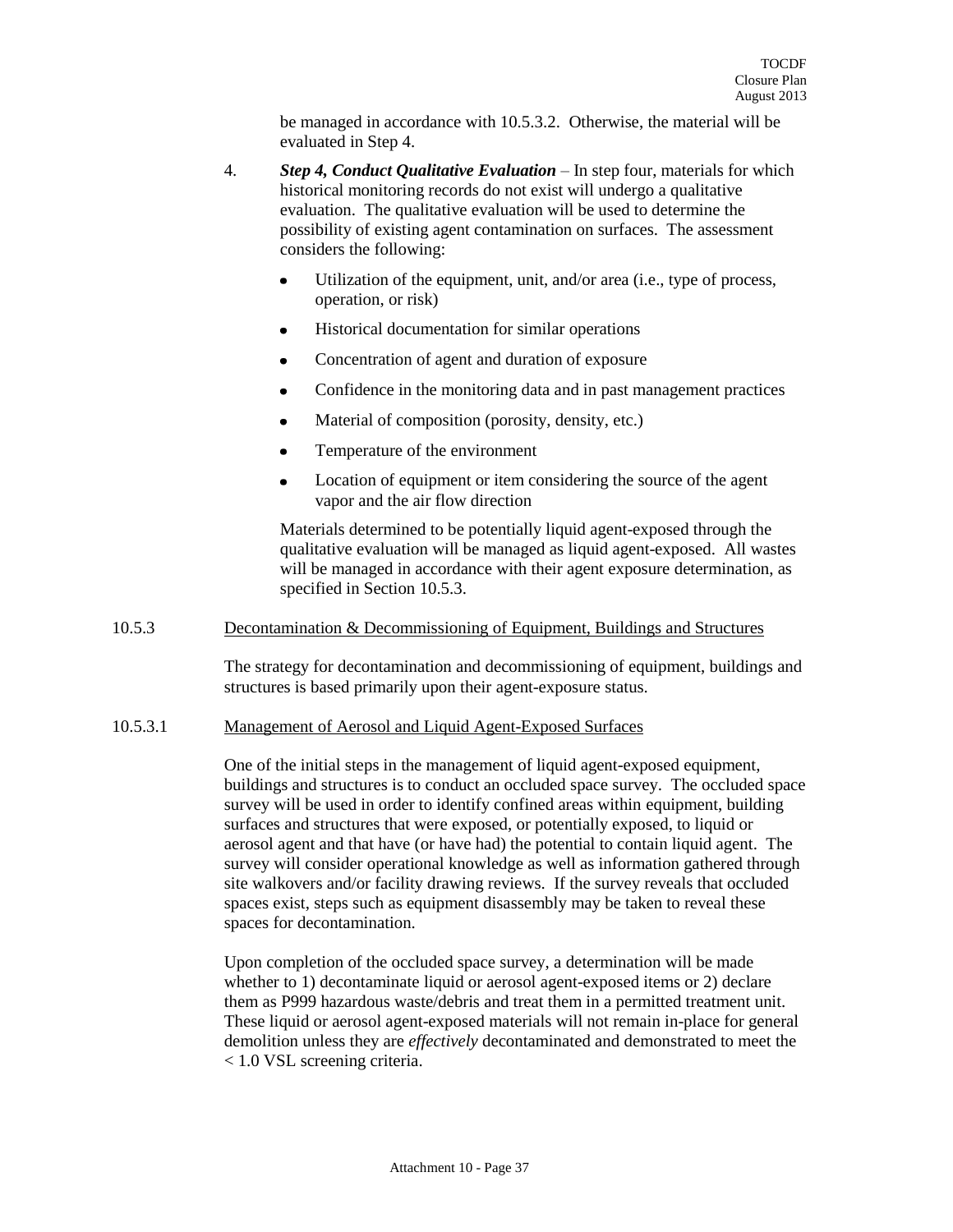be managed in accordance with 10.5.3.2. Otherwise, the material will be evaluated in Step 4.

4. ***Step 4, Conduct Qualitative Evaluation*** – In step four, materials for which historical monitoring records do not exist will undergo a qualitative evaluation. The qualitative evaluation will be used to determine the possibility of existing agent contamination on surfaces. The assessment considers the following:

   - Utilization of the equipment, unit, and/or area (i.e., type of process, operation, or risk)
   - Historical documentation for similar operations
   - Concentration of agent and duration of exposure
   - Confidence in the monitoring data and in past management practices
   - Material of composition (porosity, density, etc.)
   - Temperature of the environment
   - Location of equipment or item considering the source of the agent vapor and the air flow direction

   Materials determined to be potentially liquid agent-exposed through the qualitative evaluation will be managed as liquid agent-exposed. All wastes will be managed in accordance with their agent exposure determination, as specified in Section 10.5.3.

## 10.5.3 Decontamination & Decommissioning of Equipment, Buildings and Structures

The strategy for decontamination and decommissioning of equipment, buildings and structures is based primarily upon their agent-exposure status.

### 10.5.3.1 Management of Aerosol and Liquid Agent-Exposed Surfaces

One of the initial steps in the management of liquid agent-exposed equipment, buildings and structures is to conduct an occluded space survey. The occluded space survey will be used in order to identify confined areas within equipment, building surfaces and structures that were exposed, or potentially exposed, to liquid or aerosol agent and that have (or have had) the potential to contain liquid agent. The survey will consider operational knowledge as well as information gathered through site walkovers and/or facility drawing reviews. If the survey reveals that occluded spaces exist, steps such as equipment disassembly may be taken to reveal these spaces for decontamination.

Upon completion of the occluded space survey, a determination will be made whether to 1) decontaminate liquid or aerosol agent-exposed items or 2) declare them as P999 hazardous waste/debris and treat them in a permitted treatment unit. These liquid or aerosol agent-exposed materials will not remain in-place for general demolition unless they are *effectively* decontaminated and demonstrated to meet the < 1.0 VSL screening criteria.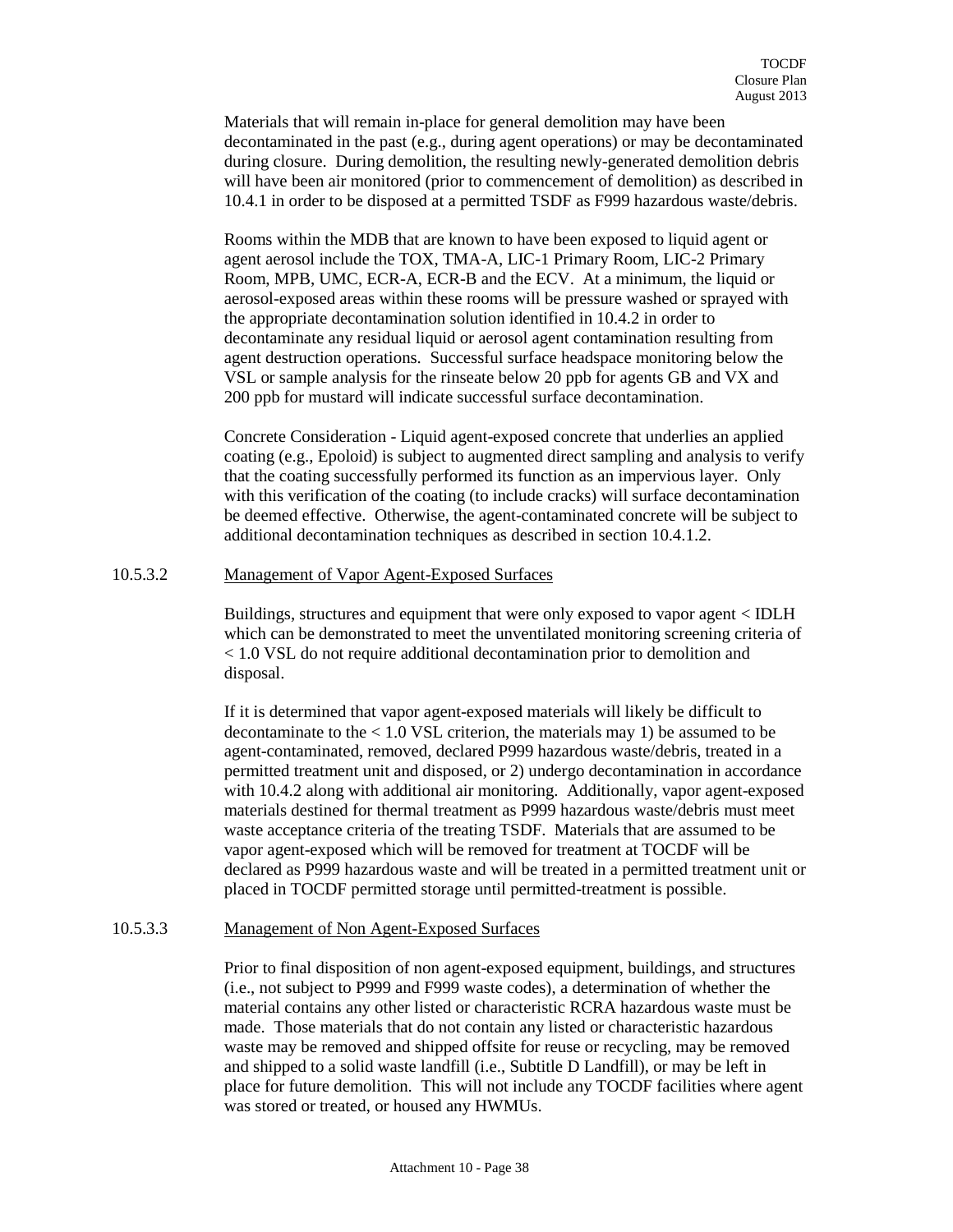Materials that will remain in-place for general demolition may have been decontaminated in the past (e.g., during agent operations) or may be decontaminated during closure. During demolition, the resulting newly-generated demolition debris will have been air monitored (prior to commencement of demolition) as described in 10.4.1 in order to be disposed at a permitted TSDF as F999 hazardous waste/debris.

Rooms within the MDB that are known to have been exposed to liquid agent or agent aerosol include the TOX, TMA-A, LIC-1 Primary Room, LIC-2 Primary Room, MPB, UMC, ECR-A, ECR-B and the ECV. At a minimum, the liquid or aerosol-exposed areas within these rooms will be pressure washed or sprayed with the appropriate decontamination solution identified in 10.4.2 in order to decontaminate any residual liquid or aerosol agent contamination resulting from agent destruction operations. Successful surface headspace monitoring below the VSL or sample analysis for the rinseate below 20 ppb for agents GB and VX and 200 ppb for mustard will indicate successful surface decontamination.

Concrete Consideration - Liquid agent-exposed concrete that underlies an applied coating (e.g., Epoloid) is subject to augmented direct sampling and analysis to verify that the coating successfully performed its function as an impervious layer. Only with this verification of the coating (to include cracks) will surface decontamination be deemed effective. Otherwise, the agent-contaminated concrete will be subject to additional decontamination techniques as described in section 10.4.1.2.

#### 10.5.3.2 Management of Vapor Agent-Exposed Surfaces

Buildings, structures and equipment that were only exposed to vapor agent < IDLH which can be demonstrated to meet the unventilated monitoring screening criteria of < 1.0 VSL do not require additional decontamination prior to demolition and disposal.

If it is determined that vapor agent-exposed materials will likely be difficult to decontaminate to the < 1.0 VSL criterion, the materials may 1) be assumed to be agent-contaminated, removed, declared P999 hazardous waste/debris, treated in a permitted treatment unit and disposed, or 2) undergo decontamination in accordance with 10.4.2 along with additional air monitoring. Additionally, vapor agent-exposed materials destined for thermal treatment as P999 hazardous waste/debris must meet waste acceptance criteria of the treating TSDF. Materials that are assumed to be vapor agent-exposed which will be removed for treatment at TOCDF will be declared as P999 hazardous waste and will be treated in a permitted treatment unit or placed in TOCDF permitted storage until permitted-treatment is possible.

#### 10.5.3.3 Management of Non Agent-Exposed Surfaces

Prior to final disposition of non agent-exposed equipment, buildings, and structures (i.e., not subject to P999 and F999 waste codes), a determination of whether the material contains any other listed or characteristic RCRA hazardous waste must be made. Those materials that do not contain any listed or characteristic hazardous waste may be removed and shipped offsite for reuse or recycling, may be removed and shipped to a solid waste landfill (i.e., Subtitle D Landfill), or may be left in place for future demolition. This will not include any TOCDF facilities where agent was stored or treated, or housed any HWMUs.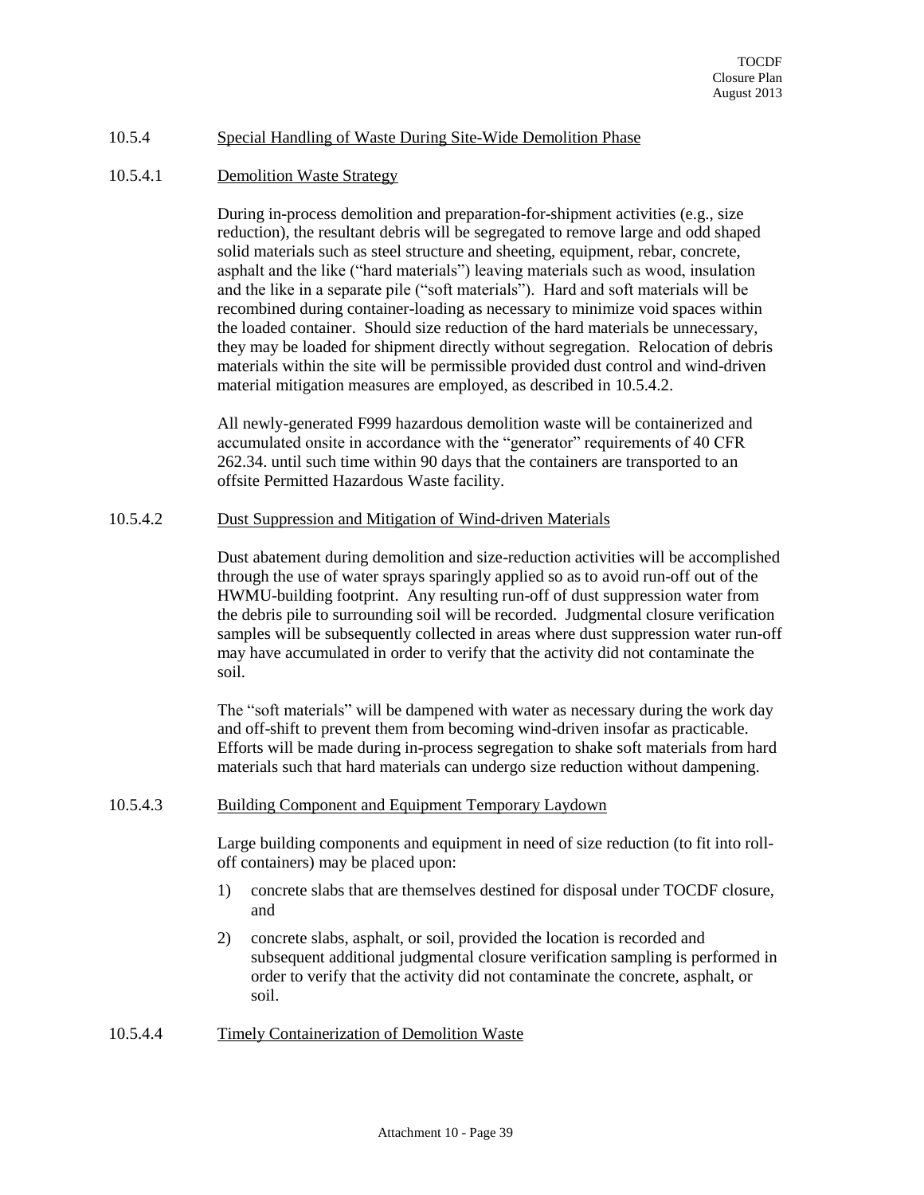### 10.5.4 Special Handling of Waste During Site-Wide Demolition Phase

#### 10.5.4.1 Demolition Waste Strategy

During in-process demolition and preparation-for-shipment activities (e.g., size reduction), the resultant debris will be segregated to remove large and odd shaped solid materials such as steel structure and sheeting, equipment, rebar, concrete, asphalt and the like ("hard materials") leaving materials such as wood, insulation and the like in a separate pile ("soft materials"). Hard and soft materials will be recombined during container-loading as necessary to minimize void spaces within the loaded container. Should size reduction of the hard materials be unnecessary, they may be loaded for shipment directly without segregation. Relocation of debris materials within the site will be permissible provided dust control and wind-driven material mitigation measures are employed, as described in 10.5.4.2.

All newly-generated F999 hazardous demolition waste will be containerized and accumulated onsite in accordance with the "generator" requirements of 40 CFR 262.34. until such time within 90 days that the containers are transported to an offsite Permitted Hazardous Waste facility.

#### 10.5.4.2 Dust Suppression and Mitigation of Wind-driven Materials

Dust abatement during demolition and size-reduction activities will be accomplished through the use of water sprays sparingly applied so as to avoid run-off out of the HWMU-building footprint. Any resulting run-off of dust suppression water from the debris pile to surrounding soil will be recorded. Judgmental closure verification samples will be subsequently collected in areas where dust suppression water run-off may have accumulated in order to verify that the activity did not contaminate the soil.

The "soft materials" will be dampened with water as necessary during the work day and off-shift to prevent them from becoming wind-driven insofar as practicable. Efforts will be made during in-process segregation to shake soft materials from hard materials such that hard materials can undergo size reduction without dampening.

#### 10.5.4.3 Building Component and Equipment Temporary Laydown

Large building components and equipment in need of size reduction (to fit into roll-off containers) may be placed upon:

1) concrete slabs that are themselves destined for disposal under TOCDF closure, and
2) concrete slabs, asphalt, or soil, provided the location is recorded and subsequent additional judgmental closure verification sampling is performed in order to verify that the activity did not contaminate the concrete, asphalt, or soil.

#### 10.5.4.4 Timely Containerization of Demolition Waste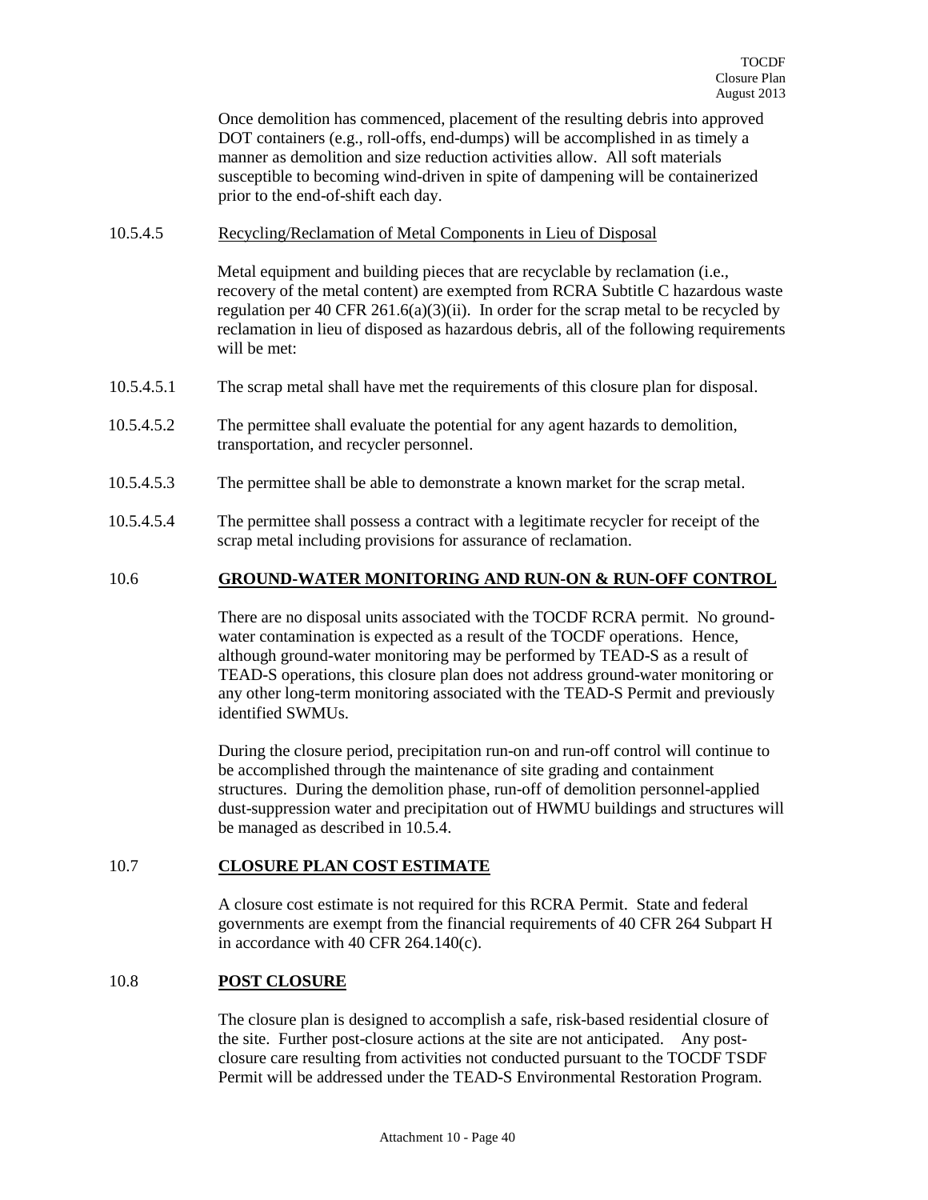Once demolition has commenced, placement of the resulting debris into approved DOT containers (e.g., roll-offs, end-dumps) will be accomplished in as timely a manner as demolition and size reduction activities allow. All soft materials susceptible to becoming wind-driven in spite of dampening will be containerized prior to the end-of-shift each day.

10.5.4.5 Recycling/Reclamation of Metal Components in Lieu of Disposal

Metal equipment and building pieces that are recyclable by reclamation (i.e., recovery of the metal content) are exempted from RCRA Subtitle C hazardous waste regulation per 40 CFR 261.6(a)(3)(ii). In order for the scrap metal to be recycled by reclamation in lieu of disposed as hazardous debris, all of the following requirements will be met:

10.5.4.5.1 The scrap metal shall have met the requirements of this closure plan for disposal.

10.5.4.5.2 The permittee shall evaluate the potential for any agent hazards to demolition, transportation, and recycler personnel.

10.5.4.5.3 The permittee shall be able to demonstrate a known market for the scrap metal.

10.5.4.5.4 The permittee shall possess a contract with a legitimate recycler for receipt of the scrap metal including provisions for assurance of reclamation.

## 10.6 GROUND-WATER MONITORING AND RUN-ON & RUN-OFF CONTROL

There are no disposal units associated with the TOCDF RCRA permit. No ground-water contamination is expected as a result of the TOCDF operations. Hence, although ground-water monitoring may be performed by TEAD-S as a result of TEAD-S operations, this closure plan does not address ground-water monitoring or any other long-term monitoring associated with the TEAD-S Permit and previously identified SWMUs.

During the closure period, precipitation run-on and run-off control will continue to be accomplished through the maintenance of site grading and containment structures. During the demolition phase, run-off of demolition personnel-applied dust-suppression water and precipitation out of HWMU buildings and structures will be managed as described in 10.5.4.

## 10.7 CLOSURE PLAN COST ESTIMATE

A closure cost estimate is not required for this RCRA Permit. State and federal governments are exempt from the financial requirements of 40 CFR 264 Subpart H in accordance with 40 CFR 264.140(c).

## 10.8 POST CLOSURE

The closure plan is designed to accomplish a safe, risk-based residential closure of the site. Further post-closure actions at the site are not anticipated. Any post-closure care resulting from activities not conducted pursuant to the TOCDF TSDF Permit will be addressed under the TEAD-S Environmental Restoration Program.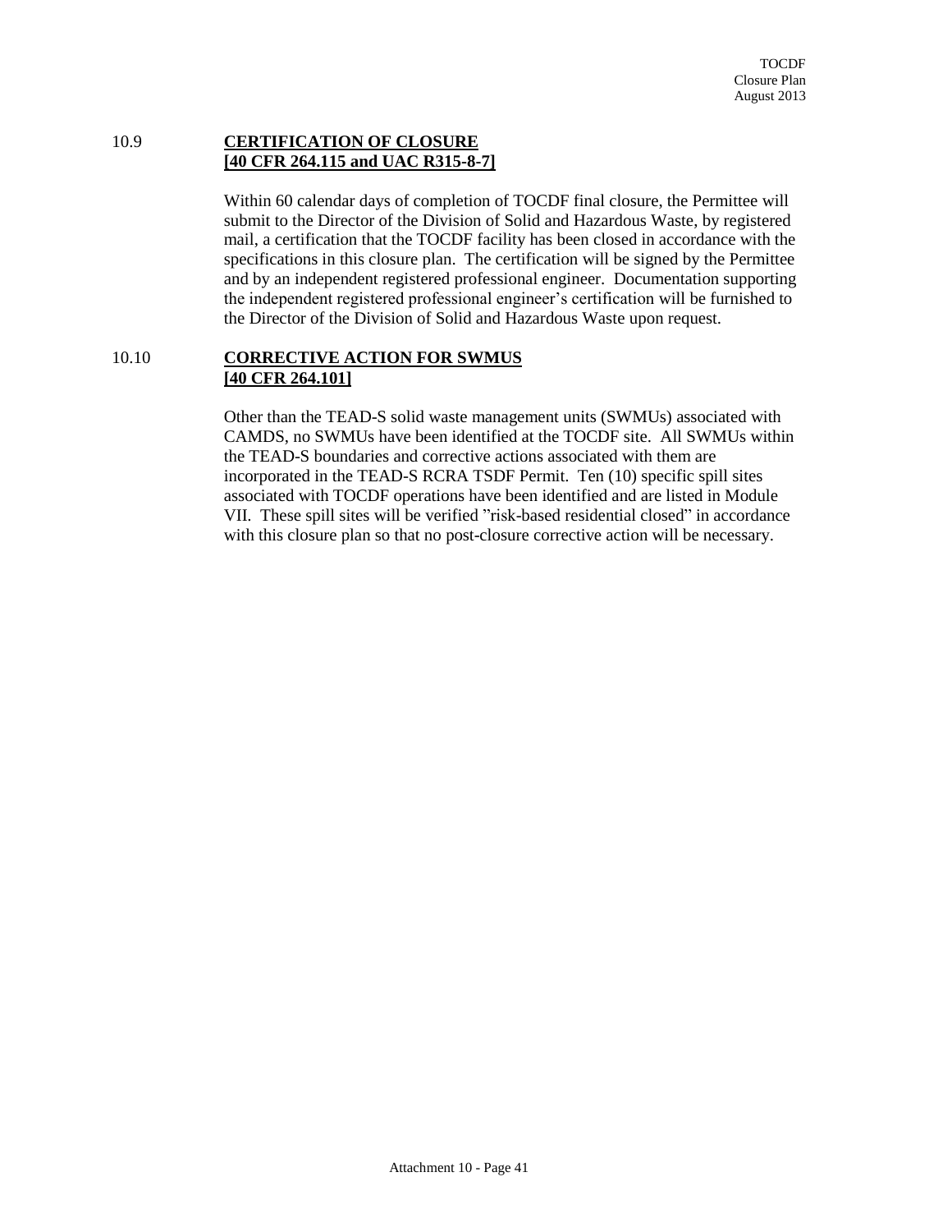## 10.9 **CERTIFICATION OF CLOSURE [40 CFR 264.115 and UAC R315-8-7]**

Within 60 calendar days of completion of TOCDF final closure, the Permittee will submit to the Director of the Division of Solid and Hazardous Waste, by registered mail, a certification that the TOCDF facility has been closed in accordance with the specifications in this closure plan. The certification will be signed by the Permittee and by an independent registered professional engineer. Documentation supporting the independent registered professional engineer's certification will be furnished to the Director of the Division of Solid and Hazardous Waste upon request.

## 10.10 **CORRECTIVE ACTION FOR SWMUS [40 CFR 264.101]**

Other than the TEAD-S solid waste management units (SWMUs) associated with CAMDS, no SWMUs have been identified at the TOCDF site. All SWMUs within the TEAD-S boundaries and corrective actions associated with them are incorporated in the TEAD-S RCRA TSDF Permit. Ten (10) specific spill sites associated with TOCDF operations have been identified and are listed in Module VII. These spill sites will be verified "risk-based residential closed" in accordance with this closure plan so that no post-closure corrective action will be necessary.